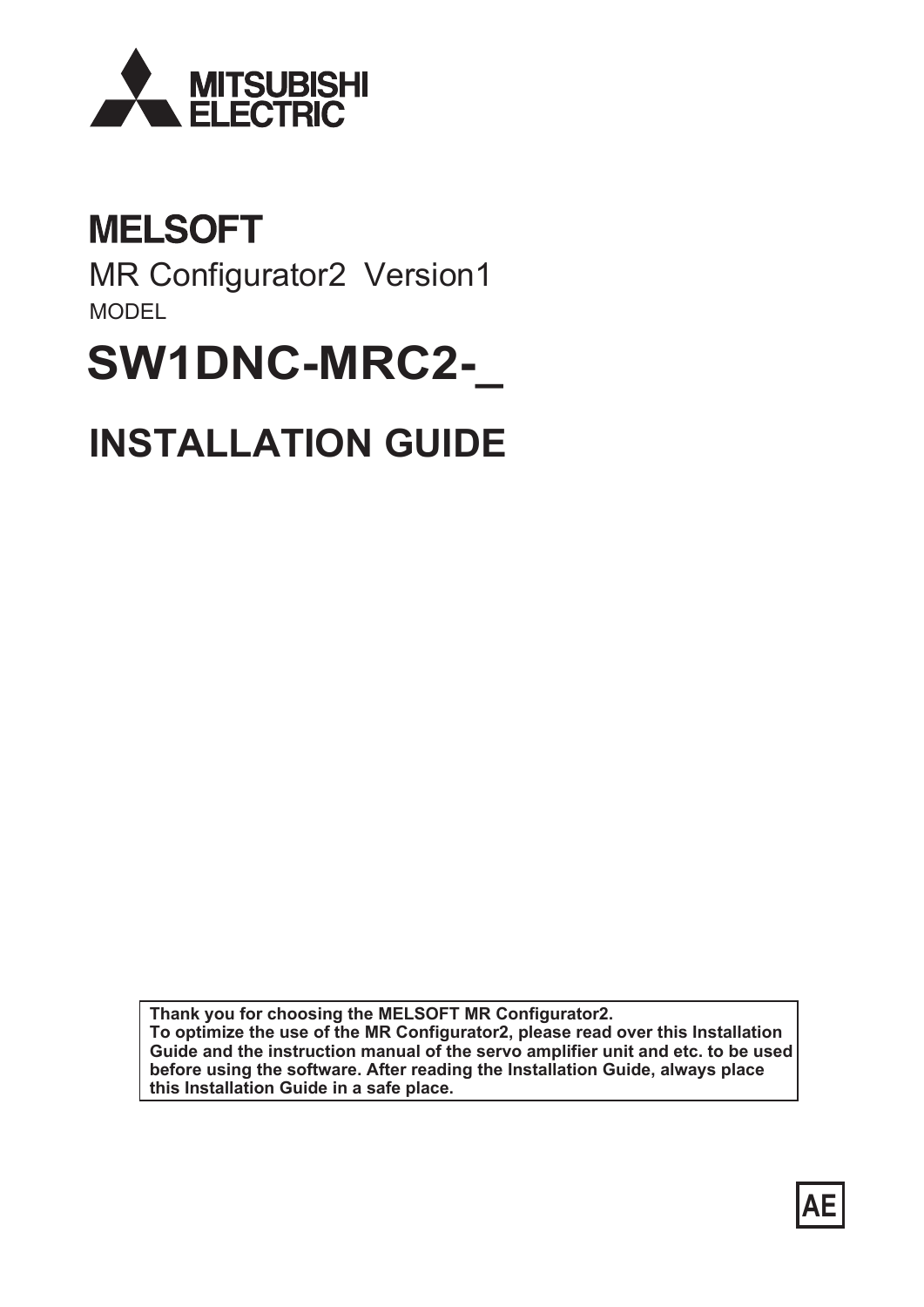MITSUBISHI
ELECTRIC

# MELSOFT

MR Configurator2 Version1

MODEL

# SW1DNC-MRC2-_

# INSTALLATION GUIDE

**Thank you for choosing the MELSOFT MR Configurator2.**
**To optimize the use of the MR Configurator2, please read over this Installation Guide and the instruction manual of the servo amplifier unit and etc. to be used before using the software. After reading the Installation Guide, always place this Installation Guide in a safe place.**

AE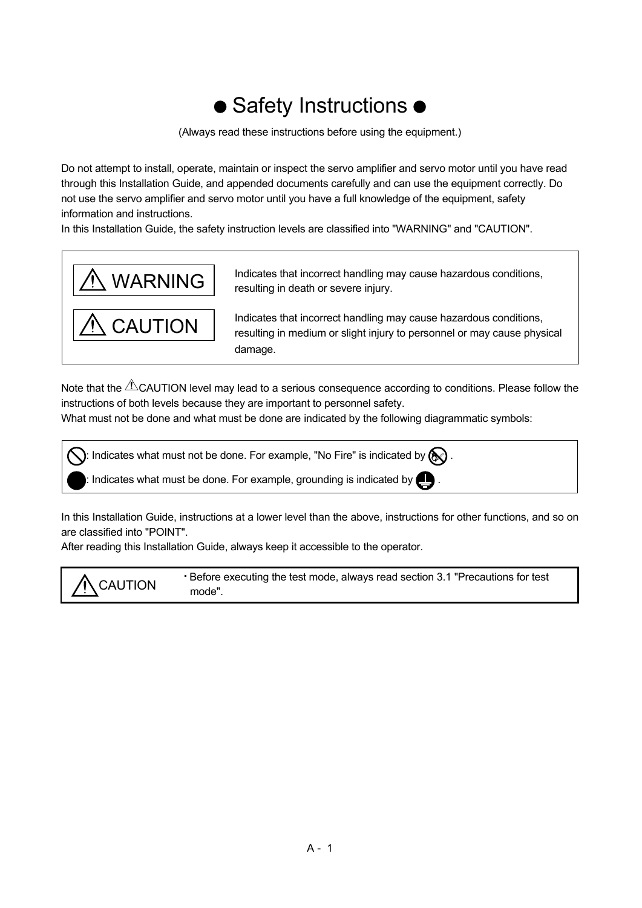# ● Safety Instructions ●

(Always read these instructions before using the equipment.)

Do not attempt to install, operate, maintain or inspect the servo amplifier and servo motor until you have read through this Installation Guide, and appended documents carefully and can use the equipment correctly. Do not use the servo amplifier and servo motor until you have a full knowledge of the equipment, safety information and instructions.
In this Installation Guide, the safety instruction levels are classified into "WARNING" and "CAUTION".

| | |
|---|---|
| ⚠ WARNING | Indicates that incorrect handling may cause hazardous conditions, resulting in death or severe injury. |
| ⚠ CAUTION | Indicates that incorrect handling may cause hazardous conditions, resulting in medium or slight injury to personnel or may cause physical damage. |

Note that the ⚠CAUTION level may lead to a serious consequence according to conditions. Please follow the instructions of both levels because they are important to personnel safety.
What must not be done and what must be done are indicated by the following diagrammatic symbols:

⃠: Indicates what must not be done. For example, "No Fire" is indicated by ⃠ .

●: Indicates what must be done. For example, grounding is indicated by ⏚ .

In this Installation Guide, instructions at a lower level than the above, instructions for other functions, and so on are classified into "POINT".
After reading this Installation Guide, always keep it accessible to the operator.

| | |
|---|---|
| ⚠ CAUTION | ・Before executing the test mode, always read section 3.1 "Precautions for test mode". |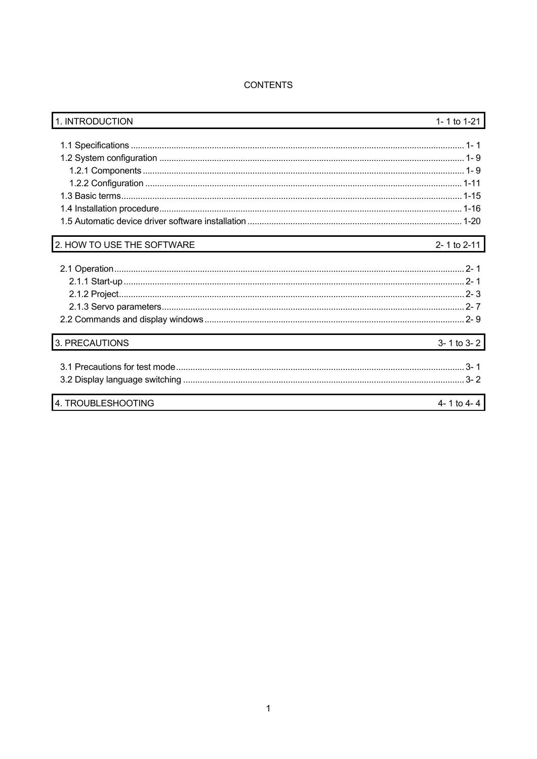# CONTENTS

| 1. INTRODUCTION | 1- 1 to 1-21 |
|---|---|
| 1.1 Specifications | 1- 1 |
| 1.2 System configuration | 1- 9 |
| 1.2.1 Components | 1- 9 |
| 1.2.2 Configuration | 1-11 |
| 1.3 Basic terms | 1-15 |
| 1.4 Installation procedure | 1-16 |
| 1.5 Automatic device driver software installation | 1-20 |

| 2. HOW TO USE THE SOFTWARE | 2- 1 to 2-11 |
|---|---|
| 2.1 Operation | 2- 1 |
| 2.1.1 Start-up | 2- 1 |
| 2.1.2 Project | 2- 3 |
| 2.1.3 Servo parameters | 2- 7 |
| 2.2 Commands and display windows | 2- 9 |

| 3. PRECAUTIONS | 3- 1 to 3- 2 |
|---|---|
| 3.1 Precautions for test mode | 3- 1 |
| 3.2 Display language switching | 3- 2 |

| 4. TROUBLESHOOTING | 4- 1 to 4- 4 |
|---|---|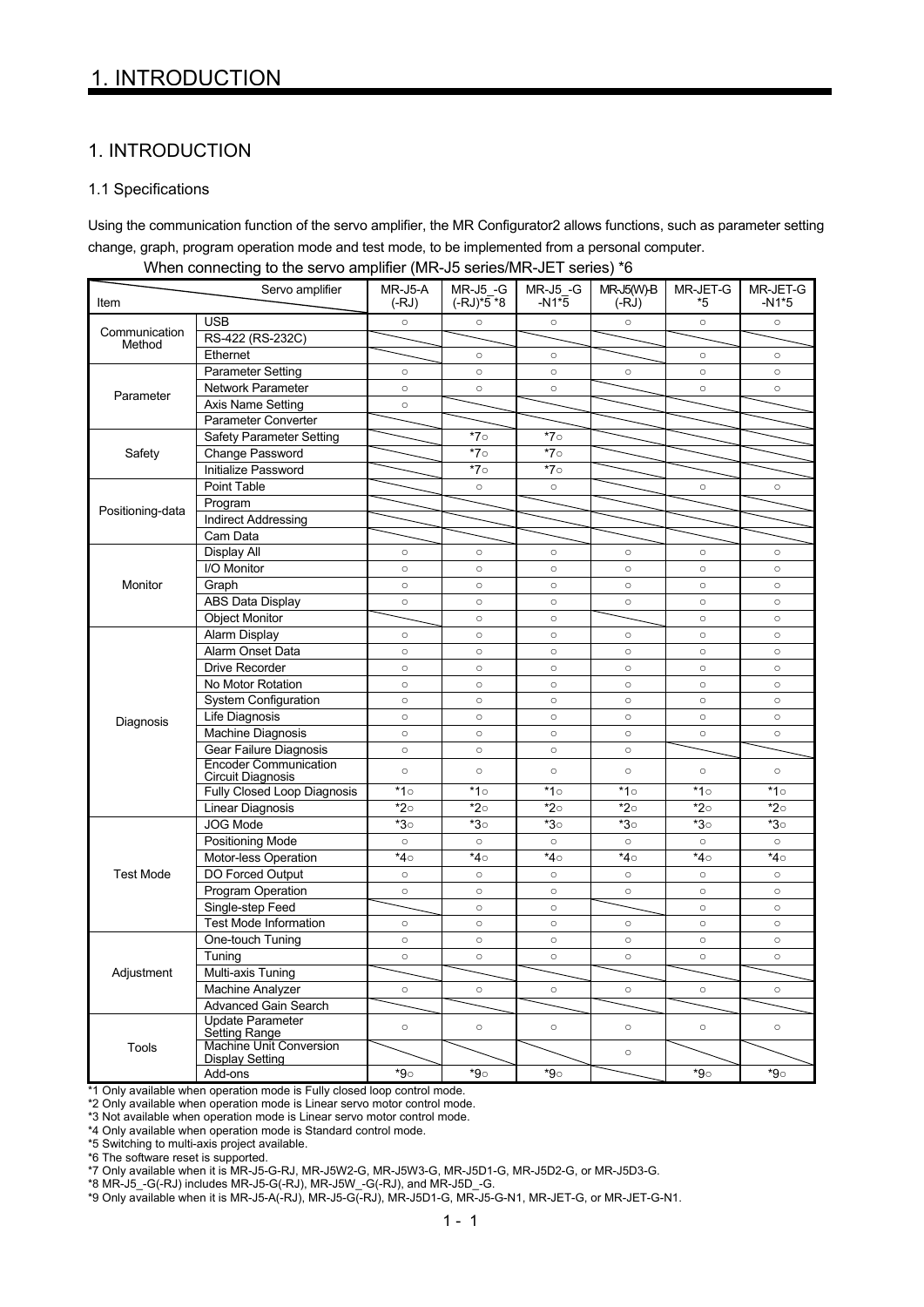# 1. INTRODUCTION

## 1.1 Specifications

Using the communication function of the servo amplifier, the MR Configurator2 allows functions, such as parameter setting change, graph, program operation mode and test mode, to be implemented from a personal computer.

When connecting to the servo amplifier (MR-J5 series/MR-JET series) *6

| Item | | MR-J5-A (-RJ) | MR-J5_-G (-RJ)*5 *8 | MR-J5_-G -N1*5 | MR-J5(W)-B (-RJ) | MR-JET-G *5 | MR-JET-G -N1*5 |
|---|---|---|---|---|---|---|---|
| Communication Method | USB | ○ | ○ | ○ | ○ | ○ | ○ |
| | RS-422 (RS-232C) | | | | | | |
| | Ethernet | | ○ | ○ | | ○ | ○ |
| Parameter | Parameter Setting | ○ | ○ | ○ | ○ | ○ | ○ |
| | Network Parameter | ○ | ○ | ○ | | ○ | ○ |
| | Axis Name Setting | ○ | | | | | |
| | Parameter Converter | | | | | | |
| Safety | Safety Parameter Setting | | *7○ | *7○ | | | |
| | Change Password | | *7○ | *7○ | | | |
| | Initialize Password | | *7○ | *7○ | | | |
| Positioning-data | Point Table | | ○ | ○ | | ○ | ○ |
| | Program | | | | | | |
| | Indirect Addressing | | | | | | |
| | Cam Data | | | | | | |
| Monitor | Display All | ○ | ○ | ○ | ○ | ○ | ○ |
| | I/O Monitor | ○ | ○ | ○ | ○ | ○ | ○ |
| | Graph | ○ | ○ | ○ | ○ | ○ | ○ |
| | ABS Data Display | ○ | ○ | ○ | ○ | ○ | ○ |
| | Object Monitor | | ○ | ○ | | ○ | ○ |
| Diagnosis | Alarm Display | ○ | ○ | ○ | ○ | ○ | ○ |
| | Alarm Onset Data | ○ | ○ | ○ | ○ | ○ | ○ |
| | Drive Recorder | ○ | ○ | ○ | ○ | ○ | ○ |
| | No Motor Rotation | ○ | ○ | ○ | ○ | ○ | ○ |
| | System Configuration | ○ | ○ | ○ | ○ | ○ | ○ |
| | Life Diagnosis | ○ | ○ | ○ | ○ | ○ | ○ |
| | Machine Diagnosis | ○ | ○ | ○ | ○ | ○ | ○ |
| | Gear Failure Diagnosis | ○ | ○ | ○ | ○ | | |
| | Encoder Communication Circuit Diagnosis | ○ | ○ | ○ | ○ | ○ | ○ |
| | Fully Closed Loop Diagnosis | *1○ | *1○ | *1○ | *1○ | *1○ | *1○ |
| | Linear Diagnosis | *2○ | *2○ | *2○ | *2○ | *2○ | *2○ |
| Test Mode | JOG Mode | *3○ | *3○ | *3○ | *3○ | *3○ | *3○ |
| | Positioning Mode | ○ | ○ | ○ | ○ | ○ | ○ |
| | Motor-less Operation | *4○ | *4○ | *4○ | *4○ | *4○ | *4○ |
| | DO Forced Output | ○ | ○ | ○ | ○ | ○ | ○ |
| | Program Operation | ○ | ○ | ○ | ○ | ○ | ○ |
| | Single-step Feed | | ○ | ○ | | ○ | ○ |
| | Test Mode Information | ○ | ○ | ○ | ○ | ○ | ○ |
| Adjustment | One-touch Tuning | ○ | ○ | ○ | ○ | ○ | ○ |
| | Tuning | ○ | ○ | ○ | ○ | ○ | ○ |
| | Multi-axis Tuning | | | | | | |
| | Machine Analyzer | ○ | ○ | ○ | ○ | ○ | ○ |
| | Advanced Gain Search | | | | | | |
| Tools | Update Parameter Setting Range | ○ | ○ | ○ | ○ | ○ | ○ |
| | Machine Unit Conversion Display Setting | | | | ○ | | |
| | Add-ons | *9○ | *9○ | *9○ | | *9○ | *9○ |

*1 Only available when operation mode is Fully closed loop control mode.
*2 Only available when operation mode is Linear servo motor control mode.
*3 Not available when operation mode is Linear servo motor control mode.
*4 Only available when operation mode is Standard control mode.
*5 Switching to multi-axis project available.
*6 The software reset is supported.
*7 Only available when it is MR-J5-G-RJ, MR-J5W2-G, MR-J5W3-G, MR-J5D1-G, MR-J5D2-G, or MR-J5D3-G.
*8 MR-J5_-G(-RJ) includes MR-J5-G(-RJ), MR-J5W_-G(-RJ), and MR-J5D_-G.
*9 Only available when it is MR-J5-A(-RJ), MR-J5-G(-RJ), MR-J5D1-G, MR-J5-G-N1, MR-JET-G, or MR-JET-G-N1.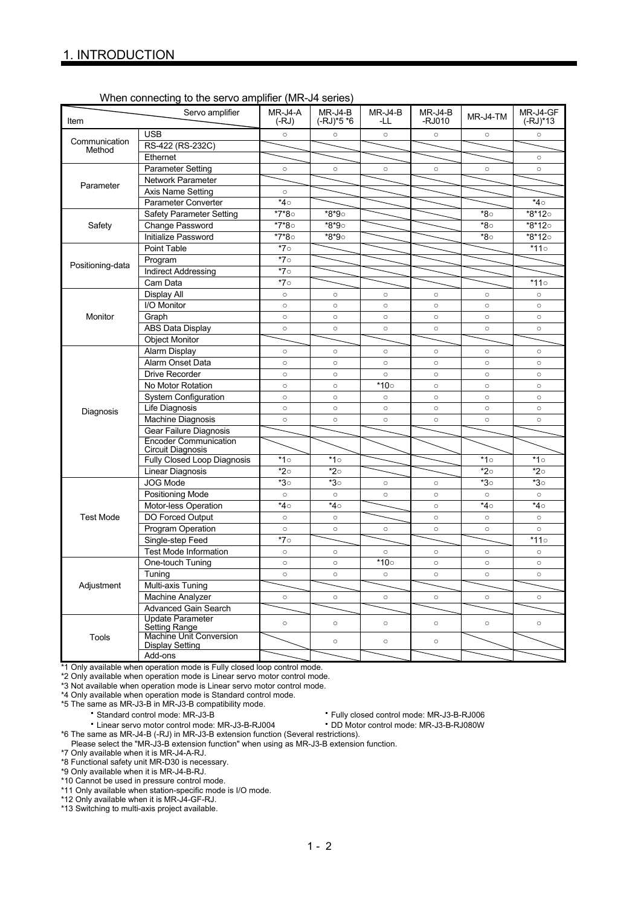# 1. INTRODUCTION

When connecting to the servo amplifier (MR-J4 series)

| Item | | MR-J4-A (-RJ) | MR-J4-B (-RJ)*5 *6 | MR-J4-B -LL | MR-J4-B -RJ010 | MR-J4-TM | MR-J4-GF (-RJ)*13 |
|---|---|---|---|---|---|---|---|
| Communication Method | USB | ○ | ○ | ○ | ○ | ○ | ○ |
| | RS-422 (RS-232C) | | | | | | |
| | Ethernet | | | | | | ○ |
| Parameter | Parameter Setting | ○ | ○ | ○ | ○ | ○ | ○ |
| | Network Parameter | | | | | | |
| | Axis Name Setting | ○ | | | | | |
| | Parameter Converter | *4○ | | | | | *4○ |
| Safety | Safety Parameter Setting | *7*8○ | *8*9○ | | | *8○ | *8*12○ |
| | Change Password | *7*8○ | *8*9○ | | | *8○ | *8*12○ |
| | Initialize Password | *7*8○ | *8*9○ | | | *8○ | *8*12○ |
| Positioning-data | Point Table | *7○ | | | | | *11○ |
| | Program | *7○ | | | | | |
| | Indirect Addressing | *7○ | | | | | |
| | Cam Data | *7○ | | | | | *11○ |
| Monitor | Display All | ○ | ○ | ○ | ○ | ○ | ○ |
| | I/O Monitor | ○ | ○ | ○ | ○ | ○ | ○ |
| | Graph | ○ | ○ | ○ | ○ | ○ | ○ |
| | ABS Data Display | ○ | ○ | ○ | ○ | ○ | ○ |
| | Object Monitor | | | | | | |
| Diagnosis | Alarm Display | ○ | ○ | ○ | ○ | ○ | ○ |
| | Alarm Onset Data | ○ | ○ | ○ | ○ | ○ | ○ |
| | Drive Recorder | ○ | ○ | ○ | ○ | ○ | ○ |
| | No Motor Rotation | ○ | ○ | *10○ | ○ | ○ | ○ |
| | System Configuration | ○ | ○ | ○ | ○ | ○ | ○ |
| | Life Diagnosis | ○ | ○ | ○ | ○ | ○ | ○ |
| | Machine Diagnosis | ○ | ○ | ○ | ○ | ○ | ○ |
| | Gear Failure Diagnosis | | | | | | |
| | Encoder Communication Circuit Diagnosis | | | | | | |
| | Fully Closed Loop Diagnosis | *1○ | *1○ | | | *1○ | *1○ |
| | Linear Diagnosis | *2○ | *2○ | | | *2○ | *2○ |
| Test Mode | JOG Mode | *3○ | *3○ | ○ | ○ | *3○ | *3○ |
| | Positioning Mode | ○ | ○ | ○ | ○ | ○ | ○ |
| | Motor-less Operation | *4○ | *4○ | | ○ | *4○ | *4○ |
| | DO Forced Output | ○ | ○ | | ○ | ○ | ○ |
| | Program Operation | ○ | ○ | ○ | ○ | ○ | ○ |
| | Single-step Feed | *7○ | | | | | *11○ |
| | Test Mode Information | ○ | ○ | ○ | ○ | ○ | ○ |
| Adjustment | One-touch Tuning | ○ | ○ | *10○ | ○ | ○ | ○ |
| | Tuning | ○ | ○ | ○ | ○ | ○ | ○ |
| | Multi-axis Tuning | | | | | | |
| | Machine Analyzer | ○ | ○ | ○ | ○ | ○ | ○ |
| | Advanced Gain Search | | | | | | |
| Tools | Update Parameter Setting Range | ○ | ○ | ○ | ○ | ○ | ○ |
| | Machine Unit Conversion Display Setting | | ○ | ○ | ○ | | |
| | Add-ons | | | | | | |

*1 Only available when operation mode is Fully closed loop control mode.
*2 Only available when operation mode is Linear servo motor control mode.
*3 Not available when operation mode is Linear servo motor control mode.
*4 Only available when operation mode is Standard control mode.
*5 The same as MR-J3-B in MR-J3-B compatibility mode.

- Standard control mode: MR-J3-B
- Fully closed control mode: MR-J3-B-RJ006
- Linear servo motor control mode: MR-J3-B-RJ004
- DD Motor control mode: MR-J3-B-RJ080W

*6 The same as MR-J4-B (-RJ) in MR-J3-B extension function (Several restrictions).
Please select the "MR-J3-B extension function" when using as MR-J3-B extension function.
*7 Only available when it is MR-J4-A-RJ.
*8 Functional safety unit MR-D30 is necessary.
*9 Only available when it is MR-J4-B-RJ.
*10 Cannot be used in pressure control mode.
*11 Only available when station-specific mode is I/O mode.
*12 Only available when it is MR-J4-GF-RJ.
*13 Switching to multi-axis project available.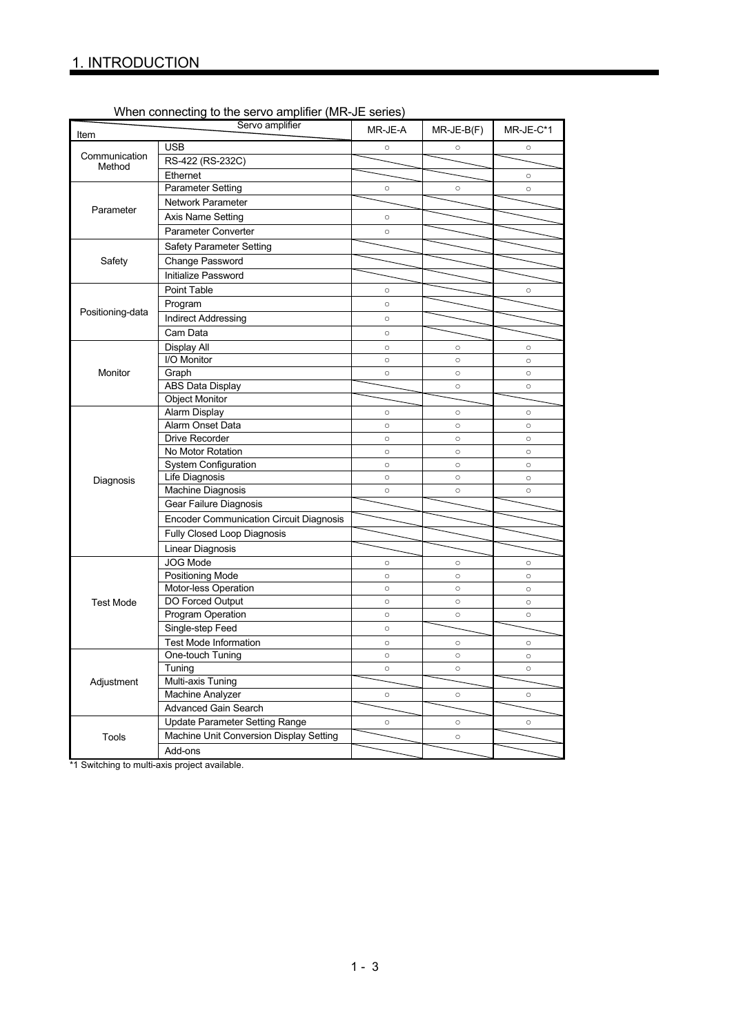When connecting to the servo amplifier (MR-JE series)

| Item | Servo amplifier | MR-JE-A | MR-JE-B(F) | MR-JE-C*1 |
|---|---|---|---|---|
| Communication Method | USB | ○ | ○ | ○ |
| | RS-422 (RS-232C) | | | |
| | Ethernet | | | ○ |
| Parameter | Parameter Setting | ○ | ○ | ○ |
| | Network Parameter | | | |
| | Axis Name Setting | ○ | | |
| | Parameter Converter | ○ | | |
| Safety | Safety Parameter Setting | | | |
| | Change Password | | | |
| | Initialize Password | | | |
| Positioning-data | Point Table | ○ | | ○ |
| | Program | ○ | | |
| | Indirect Addressing | ○ | | |
| | Cam Data | ○ | | |
| Monitor | Display All | ○ | ○ | ○ |
| | I/O Monitor | ○ | ○ | ○ |
| | Graph | ○ | ○ | ○ |
| | ABS Data Display | | ○ | ○ |
| | Object Monitor | | | |
| Diagnosis | Alarm Display | ○ | ○ | ○ |
| | Alarm Onset Data | ○ | ○ | ○ |
| | Drive Recorder | ○ | ○ | ○ |
| | No Motor Rotation | ○ | ○ | ○ |
| | System Configuration | ○ | ○ | ○ |
| | Life Diagnosis | ○ | ○ | ○ |
| | Machine Diagnosis | ○ | ○ | ○ |
| | Gear Failure Diagnosis | | | |
| | Encoder Communication Circuit Diagnosis | | | |
| | Fully Closed Loop Diagnosis | | | |
| | Linear Diagnosis | | | |
| Test Mode | JOG Mode | ○ | ○ | ○ |
| | Positioning Mode | ○ | ○ | ○ |
| | Motor-less Operation | ○ | ○ | ○ |
| | DO Forced Output | ○ | ○ | ○ |
| | Program Operation | ○ | ○ | ○ |
| | Single-step Feed | ○ | | |
| | Test Mode Information | ○ | ○ | ○ |
| Adjustment | One-touch Tuning | ○ | ○ | ○ |
| | Tuning | ○ | ○ | ○ |
| | Multi-axis Tuning | | | |
| | Machine Analyzer | ○ | ○ | ○ |
| | Advanced Gain Search | | | |
| Tools | Update Parameter Setting Range | ○ | ○ | ○ |
| | Machine Unit Conversion Display Setting | | ○ | |
| | Add-ons | | | |

*1 Switching to multi-axis project available.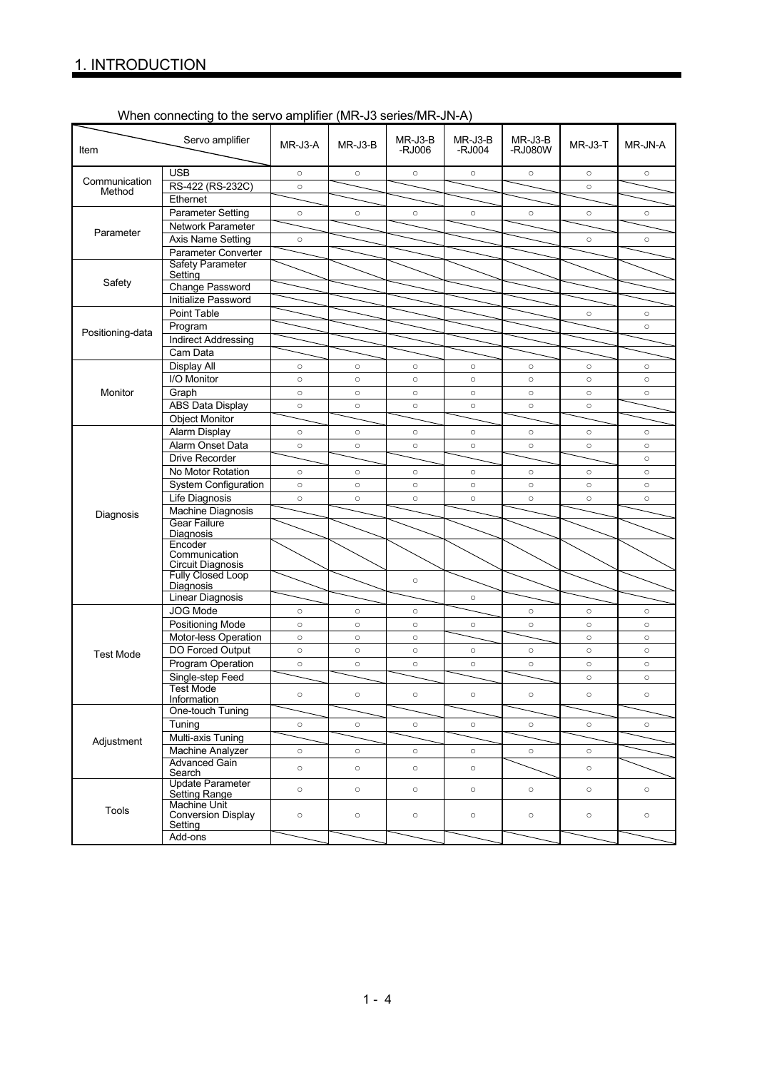## 1. INTRODUCTION

When connecting to the servo amplifier (MR-J3 series/MR-JN-A)

| Item | | MR-J3-A | MR-J3-B | MR-J3-B -RJ006 | MR-J3-B -RJ004 | MR-J3-B -RJ080W | MR-J3-T | MR-JN-A |
|---|---|---|---|---|---|---|---|---|
| Communication Method | USB | ○ | ○ | ○ | ○ | ○ | ○ | ○ |
| | RS-422 (RS-232C) | ○ | | | | | ○ | |
| | Ethernet | | | | | | | |
| Parameter | Parameter Setting | ○ | ○ | ○ | ○ | ○ | ○ | ○ |
| | Network Parameter | | | | | | | |
| | Axis Name Setting | ○ | | | | | ○ | ○ |
| | Parameter Converter | | | | | | | |
| Safety | Safety Parameter Setting | | | | | | | |
| | Change Password | | | | | | | |
| | Initialize Password | | | | | | | |
| Positioning-data | Point Table | | | | | | ○ | ○ |
| | Program | | | | | | | ○ |
| | Indirect Addressing | | | | | | | |
| | Cam Data | | | | | | | |
| Monitor | Display All | ○ | ○ | ○ | ○ | ○ | ○ | ○ |
| | I/O Monitor | ○ | ○ | ○ | ○ | ○ | ○ | ○ |
| | Graph | ○ | ○ | ○ | ○ | ○ | ○ | ○ |
| | ABS Data Display | ○ | ○ | ○ | ○ | ○ | ○ | |
| | Object Monitor | | | | | | | |
| Diagnosis | Alarm Display | ○ | ○ | ○ | ○ | ○ | ○ | ○ |
| | Alarm Onset Data | ○ | ○ | ○ | ○ | ○ | ○ | ○ |
| | Drive Recorder | | | | | | | ○ |
| | No Motor Rotation | ○ | ○ | ○ | ○ | ○ | ○ | ○ |
| | System Configuration | ○ | ○ | ○ | ○ | ○ | ○ | ○ |
| | Life Diagnosis | ○ | ○ | ○ | ○ | ○ | ○ | ○ |
| | Machine Diagnosis | | | | | | | |
| | Gear Failure Diagnosis | | | | | | | |
| | Encoder Communication Circuit Diagnosis | | | | | | | |
| | Fully Closed Loop Diagnosis | | | ○ | | | | |
| | Linear Diagnosis | | | | ○ | | | |
| Test Mode | JOG Mode | ○ | ○ | ○ | | ○ | ○ | ○ |
| | Positioning Mode | ○ | ○ | ○ | ○ | ○ | ○ | ○ |
| | Motor-less Operation | ○ | ○ | ○ | | | ○ | ○ |
| | DO Forced Output | ○ | ○ | ○ | ○ | ○ | ○ | ○ |
| | Program Operation | ○ | ○ | ○ | ○ | ○ | ○ | ○ |
| | Single-step Feed | | | | | | ○ | ○ |
| | Test Mode Information | ○ | ○ | ○ | ○ | ○ | ○ | ○ |
| Adjustment | One-touch Tuning | | | | | | | |
| | Tuning | ○ | ○ | ○ | ○ | ○ | ○ | ○ |
| | Multi-axis Tuning | | | | | | | |
| | Machine Analyzer | ○ | ○ | ○ | ○ | ○ | ○ | |
| | Advanced Gain Search | ○ | ○ | ○ | ○ | | ○ | |
| Tools | Update Parameter Setting Range | ○ | ○ | ○ | ○ | ○ | ○ | ○ |
| | Machine Unit Conversion Display Setting | ○ | ○ | ○ | ○ | ○ | ○ | ○ |
| | Add-ons | | | | | | | |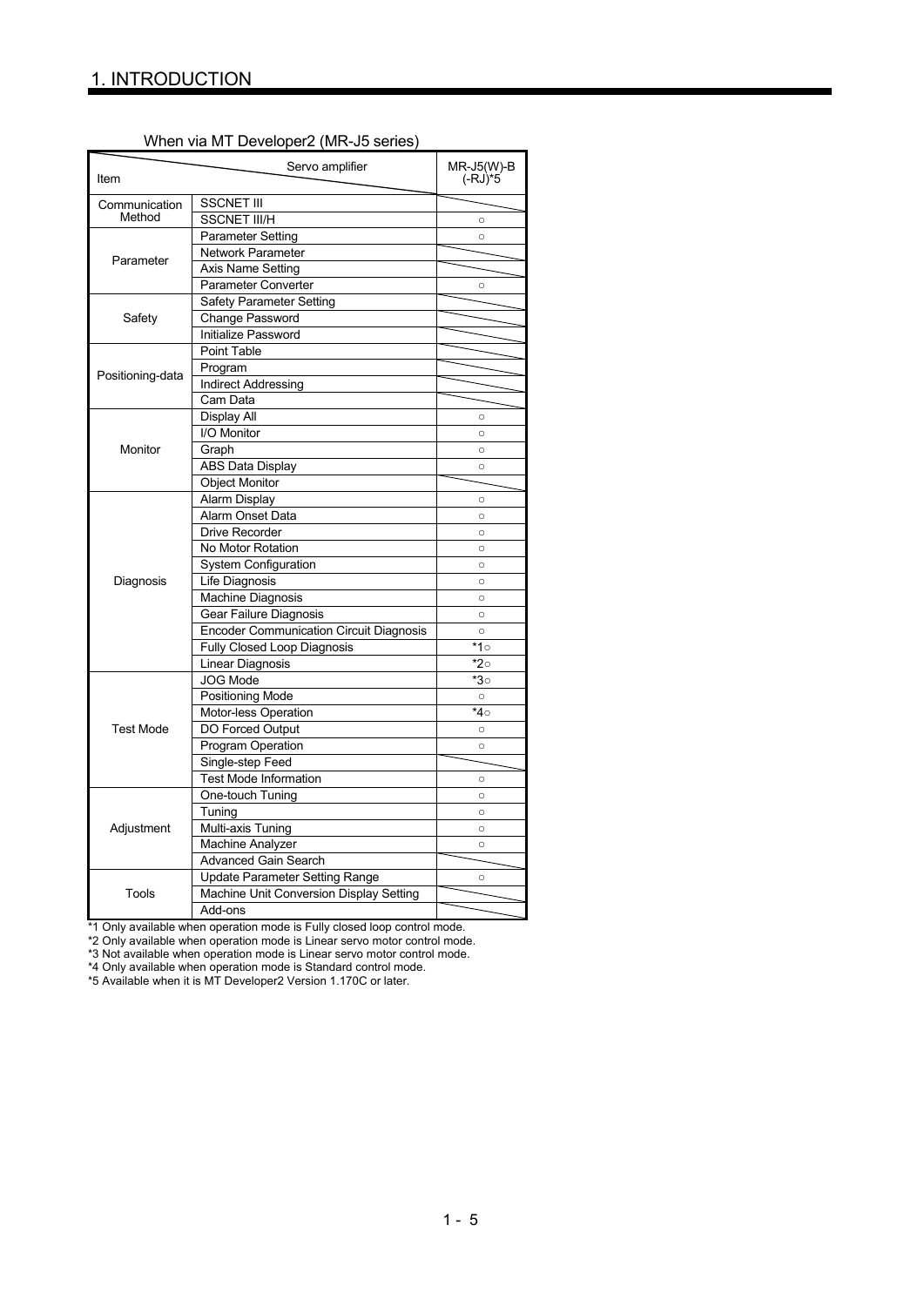# 1. INTRODUCTION

When via MT Developer2 (MR-J5 series)

| Item | Servo amplifier | MR-J5(W)-B (-RJ)*5 |
|---|---|---|
| Communication Method | SSCNET III | |
| | SSCNET III/H | ○ |
| Parameter | Parameter Setting | ○ |
| | Network Parameter | |
| | Axis Name Setting | |
| | Parameter Converter | ○ |
| Safety | Safety Parameter Setting | |
| | Change Password | |
| | Initialize Password | |
| Positioning-data | Point Table | |
| | Program | |
| | Indirect Addressing | |
| | Cam Data | |
| Monitor | Display All | ○ |
| | I/O Monitor | ○ |
| | Graph | ○ |
| | ABS Data Display | ○ |
| | Object Monitor | |
| Diagnosis | Alarm Display | ○ |
| | Alarm Onset Data | ○ |
| | Drive Recorder | ○ |
| | No Motor Rotation | ○ |
| | System Configuration | ○ |
| | Life Diagnosis | ○ |
| | Machine Diagnosis | ○ |
| | Gear Failure Diagnosis | ○ |
| | Encoder Communication Circuit Diagnosis | ○ |
| | Fully Closed Loop Diagnosis | *1○ |
| | Linear Diagnosis | *2○ |
| Test Mode | JOG Mode | *3○ |
| | Positioning Mode | ○ |
| | Motor-less Operation | *4○ |
| | DO Forced Output | ○ |
| | Program Operation | ○ |
| | Single-step Feed | |
| | Test Mode Information | ○ |
| Adjustment | One-touch Tuning | ○ |
| | Tuning | ○ |
| | Multi-axis Tuning | ○ |
| | Machine Analyzer | ○ |
| | Advanced Gain Search | |
| Tools | Update Parameter Setting Range | ○ |
| | Machine Unit Conversion Display Setting | |
| | Add-ons | |

*1 Only available when operation mode is Fully closed loop control mode.
*2 Only available when operation mode is Linear servo motor control mode.
*3 Not available when operation mode is Linear servo motor control mode.
*4 Only available when operation mode is Standard control mode.
*5 Available when it is MT Developer2 Version 1.170C or later.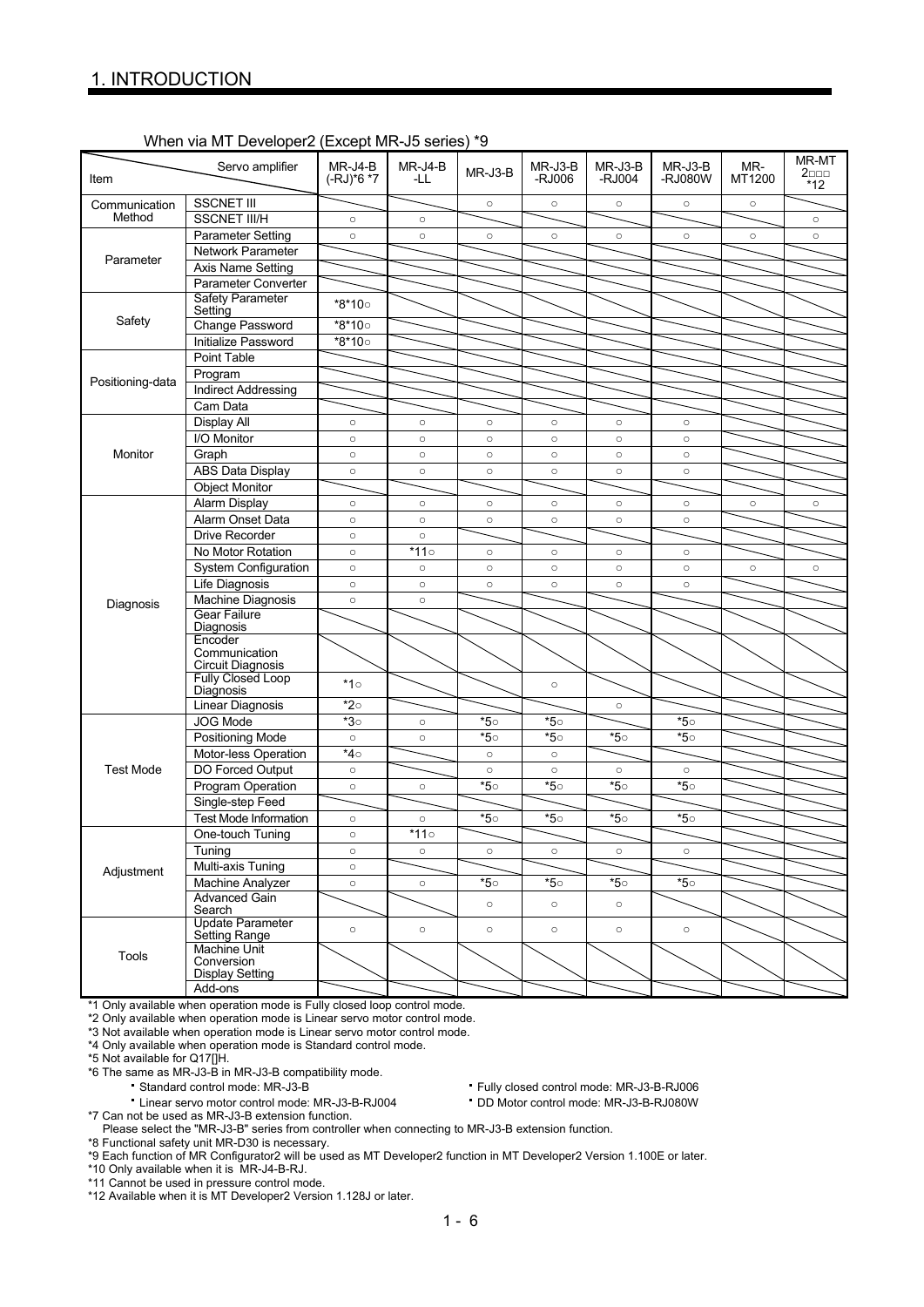## 1. INTRODUCTION

When via MT Developer2 (Except MR-J5 series) *9

| Item | | MR-J4-B (-RJ)*6 *7 | MR-J4-B -LL | MR-J3-B | MR-J3-B -RJ006 | MR-J3-B -RJ004 | MR-J3-B -RJ080W | MR-MT1200 | MR-MT 2□□□ *12 |
|---|---|---|---|---|---|---|---|---|---|
| Communication Method | SSCNET III | | | ○ | ○ | ○ | ○ | ○ | |
| | SSCNET III/H | ○ | ○ | | | | | | ○ |
| Parameter | Parameter Setting | ○ | ○ | ○ | ○ | ○ | ○ | ○ | ○ |
| | Network Parameter | | | | | | | | |
| | Axis Name Setting | | | | | | | | |
| | Parameter Converter | | | | | | | | |
| Safety | Safety Parameter Setting | *8*10○ | | | | | | | |
| | Change Password | *8*10○ | | | | | | | |
| | Initialize Password | *8*10○ | | | | | | | |
| Positioning-data | Point Table | | | | | | | | |
| | Program | | | | | | | | |
| | Indirect Addressing | | | | | | | | |
| | Cam Data | | | | | | | | |
| Monitor | Display All | ○ | ○ | ○ | ○ | ○ | ○ | | |
| | I/O Monitor | ○ | ○ | ○ | ○ | ○ | ○ | | |
| | Graph | ○ | ○ | ○ | ○ | ○ | ○ | | |
| | ABS Data Display | ○ | ○ | ○ | ○ | ○ | ○ | | |
| | Object Monitor | | | | | | | | |
| Diagnosis | Alarm Display | ○ | ○ | ○ | ○ | ○ | ○ | ○ | ○ |
| | Alarm Onset Data | ○ | ○ | ○ | ○ | ○ | ○ | | |
| | Drive Recorder | ○ | ○ | | | | | | |
| | No Motor Rotation | ○ | *11○ | ○ | ○ | ○ | ○ | | |
| | System Configuration | ○ | ○ | ○ | ○ | ○ | ○ | ○ | ○ |
| | Life Diagnosis | ○ | ○ | ○ | ○ | ○ | ○ | | |
| | Machine Diagnosis | ○ | ○ | | | | | | |
| | Gear Failure Diagnosis | | | | | | | | |
| | Encoder Communication Circuit Diagnosis | | | | | | | | |
| | Fully Closed Loop Diagnosis | *1○ | | | ○ | | | | |
| | Linear Diagnosis | *2○ | | | | ○ | | | |
| Test Mode | JOG Mode | *3○ | ○ | *5○ | *5○ | | *5○ | | |
| | Positioning Mode | ○ | ○ | *5○ | *5○ | *5○ | *5○ | | |
| | Motor-less Operation | *4○ | | ○ | ○ | | | | |
| | DO Forced Output | ○ | | ○ | ○ | ○ | ○ | | |
| | Program Operation | ○ | ○ | *5○ | *5○ | *5○ | *5○ | | |
| | Single-step Feed | | | | | | | | |
| | Test Mode Information | ○ | ○ | *5○ | *5○ | *5○ | *5○ | | |
| Adjustment | One-touch Tuning | ○ | *11○ | | | | | | |
| | Tuning | ○ | ○ | ○ | ○ | ○ | ○ | | |
| | Multi-axis Tuning | ○ | | | | | | | |
| | Machine Analyzer | ○ | ○ | *5○ | *5○ | *5○ | *5○ | | |
| | Advanced Gain Search | | | ○ | ○ | ○ | | | |
| Tools | Update Parameter Setting Range | ○ | ○ | ○ | ○ | ○ | ○ | | |
| | Machine Unit Conversion Display Setting | | | | | | | | |
| | Add-ons | | | | | | | | |

*1 Only available when operation mode is Fully closed loop control mode.
*2 Only available when operation mode is Linear servo motor control mode.
*3 Not available when operation mode is Linear servo motor control mode.
*4 Only available when operation mode is Standard control mode.
*5 Not available for Q17[]H.
*6 The same as MR-J3-B in MR-J3-B compatibility mode.
- Standard control mode: MR-J3-B
- Fully closed control mode: MR-J3-B-RJ006
- Linear servo motor control mode: MR-J3-B-RJ004
- DD Motor control mode: MR-J3-B-RJ080W

*7 Can not be used as MR-J3-B extension function.
Please select the "MR-J3-B" series from controller when connecting to MR-J3-B extension function.
*8 Functional safety unit MR-D30 is necessary.
*9 Each function of MR Configurator2 will be used as MT Developer2 function in MT Developer2 Version 1.100E or later.
*10 Only available when it is MR-J4-B-RJ.
*11 Cannot be used in pressure control mode.
*12 Available when it is MT Developer2 Version 1.128J or later.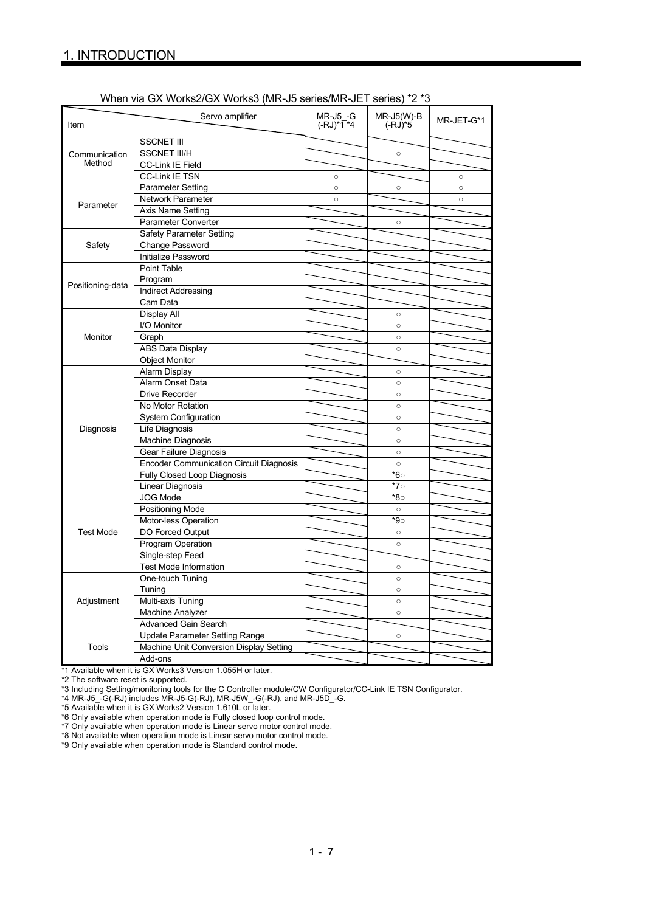# 1. INTRODUCTION

When via GX Works2/GX Works3 (MR-J5 series/MR-JET series) *2 *3

| Item | Servo amplifier | MR-J5_-G (-RJ)*1 *4 | MR-J5(W)-B (-RJ)*5 | MR-JET-G*1 |
|---|---|---|---|---|
| Communication Method | SSCNET III | | | |
| | SSCNET III/H | | ○ | |
| | CC-Link IE Field | | | |
| | CC-Link IE TSN | ○ | | ○ |
| Parameter | Parameter Setting | ○ | ○ | ○ |
| | Network Parameter | ○ | | ○ |
| | Axis Name Setting | | | |
| | Parameter Converter | | ○ | |
| Safety | Safety Parameter Setting | | | |
| | Change Password | | | |
| | Initialize Password | | | |
| Positioning-data | Point Table | | | |
| | Program | | | |
| | Indirect Addressing | | | |
| | Cam Data | | | |
| Monitor | Display All | | ○ | |
| | I/O Monitor | | ○ | |
| | Graph | | ○ | |
| | ABS Data Display | | ○ | |
| | Object Monitor | | | |
| Diagnosis | Alarm Display | | ○ | |
| | Alarm Onset Data | | ○ | |
| | Drive Recorder | | ○ | |
| | No Motor Rotation | | ○ | |
| | System Configuration | | ○ | |
| | Life Diagnosis | | ○ | |
| | Machine Diagnosis | | ○ | |
| | Gear Failure Diagnosis | | ○ | |
| | Encoder Communication Circuit Diagnosis | | ○ | |
| | Fully Closed Loop Diagnosis | | *6○ | |
| | Linear Diagnosis | | *7○ | |
| Test Mode | JOG Mode | | *8○ | |
| | Positioning Mode | | ○ | |
| | Motor-less Operation | | *9○ | |
| | DO Forced Output | | ○ | |
| | Program Operation | | ○ | |
| | Single-step Feed | | | |
| | Test Mode Information | | ○ | |
| Adjustment | One-touch Tuning | | ○ | |
| | Tuning | | ○ | |
| | Multi-axis Tuning | | ○ | |
| | Machine Analyzer | | ○ | |
| | Advanced Gain Search | | | |
| Tools | Update Parameter Setting Range | | ○ | |
| | Machine Unit Conversion Display Setting | | | |
| | Add-ons | | | |

*1 Available when it is GX Works3 Version 1.055H or later.
*2 The software reset is supported.
*3 Including Setting/monitoring tools for the C Controller module/CW Configurator/CC-Link IE TSN Configurator.
*4 MR-J5_-G(-RJ) includes MR-J5-G(-RJ), MR-J5W_-G(-RJ), and MR-J5D_-G.
*5 Available when it is GX Works2 Version 1.610L or later.
*6 Only available when operation mode is Fully closed loop control mode.
*7 Only available when operation mode is Linear servo motor control mode.
*8 Not available when operation mode is Linear servo motor control mode.
*9 Only available when operation mode is Standard control mode.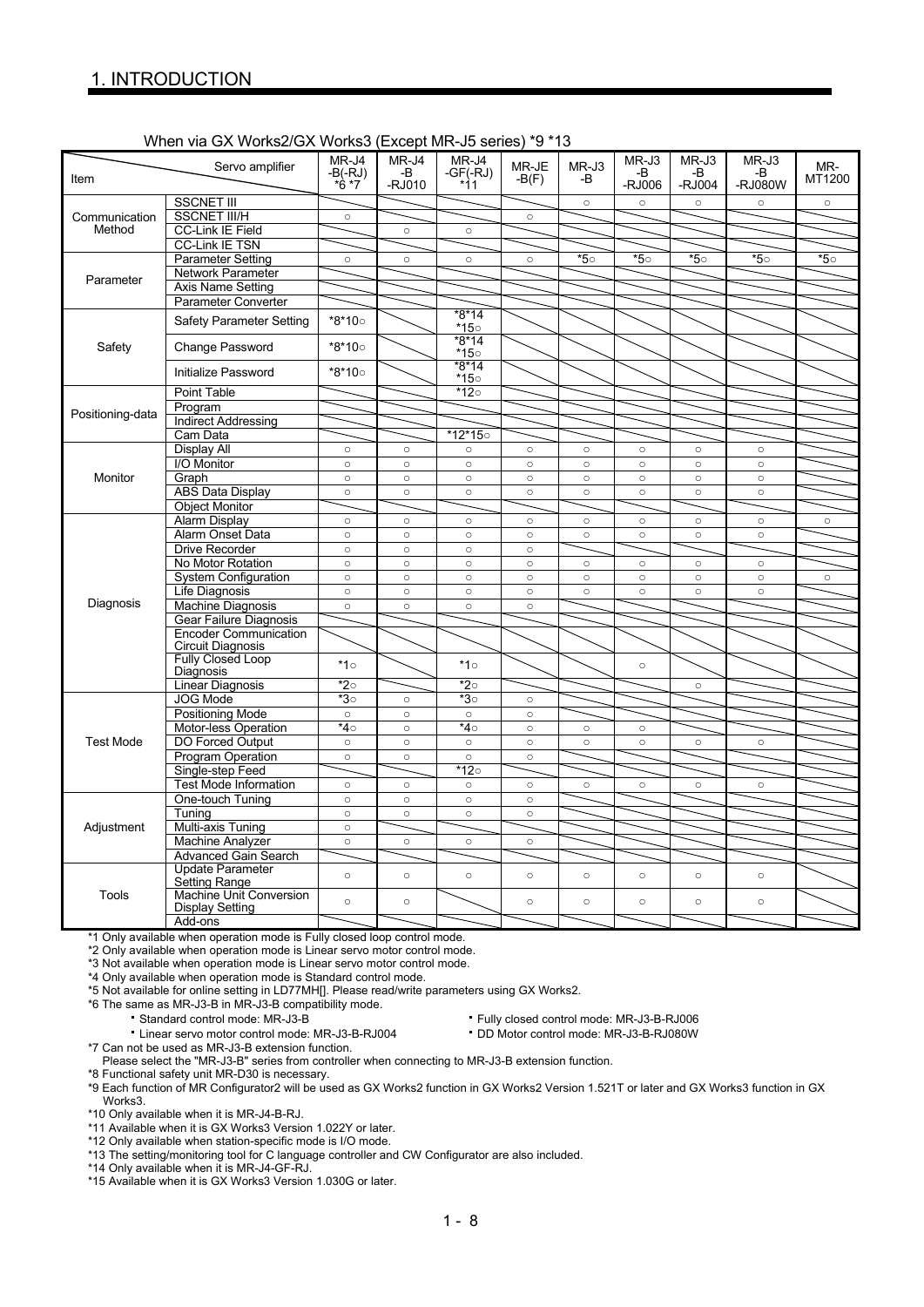# 1. INTRODUCTION

When via GX Works2/GX Works3 (Except MR-J5 series) *9 *13

| Item | | MR-J4-B(-RJ) *6 *7 | MR-J4-B-RJ010 | MR-J4-GF(-RJ) *11 | MR-JE-B(F) | MR-J3-B | MR-J3-B-RJ006 | MR-J3-B-RJ004 | MR-J3-B-RJ080W | MR-MT1200 |
|---|---|---|---|---|---|---|---|---|---|---|
| Communication Method | SSCNET III | | | | | ○ | ○ | ○ | ○ | ○ |
| | SSCNET III/H | ○ | | | ○ | | | | | |
| | CC-Link IE Field | | ○ | ○ | | | | | | |
| | CC-Link IE TSN | | | | | | | | | |
| Parameter | Parameter Setting | ○ | ○ | ○ | ○ | *5○ | *5○ | *5○ | *5○ | *5○ |
| | Network Parameter | | | | | | | | | |
| | Axis Name Setting | | | | | | | | | |
| | Parameter Converter | | | | | | | | | |
| Safety | Safety Parameter Setting | *8*10○ | | *8*14 *15○ | | | | | | |
| | Change Password | *8*10○ | | *8*14 *15○ | | | | | | |
| | Initialize Password | *8*10○ | | *8*14 *15○ | | | | | | |
| Positioning-data | Point Table | | | *12○ | | | | | | |
| | Program | | | | | | | | | |
| | Indirect Addressing | | | | | | | | | |
| | Cam Data | | | *12*15○ | | | | | | |
| Monitor | Display All | ○ | ○ | ○ | ○ | ○ | ○ | ○ | ○ | |
| | I/O Monitor | ○ | ○ | ○ | ○ | ○ | ○ | ○ | ○ | |
| | Graph | ○ | ○ | ○ | ○ | ○ | ○ | ○ | ○ | |
| | ABS Data Display | ○ | ○ | ○ | ○ | ○ | ○ | ○ | ○ | |
| | Object Monitor | | | | | | | | | |
| Diagnosis | Alarm Display | ○ | ○ | ○ | ○ | ○ | ○ | ○ | ○ | ○ |
| | Alarm Onset Data | ○ | ○ | ○ | ○ | ○ | ○ | ○ | ○ | |
| | Drive Recorder | ○ | ○ | ○ | ○ | | | | | |
| | No Motor Rotation | ○ | ○ | ○ | ○ | ○ | ○ | ○ | ○ | |
| | System Configuration | ○ | ○ | ○ | ○ | ○ | ○ | ○ | ○ | ○ |
| | Life Diagnosis | ○ | ○ | ○ | ○ | ○ | ○ | ○ | ○ | |
| | Machine Diagnosis | ○ | ○ | ○ | ○ | | | | | |
| | Gear Failure Diagnosis | | | | | | | | | |
| | Encoder Communication Circuit Diagnosis | | | | | | | | | |
| | Fully Closed Loop Diagnosis | *1○ | | *1○ | | | ○ | | | |
| | Linear Diagnosis | *2○ | | *2○ | | | | ○ | | |
| Test Mode | JOG Mode | *3○ | ○ | *3○ | ○ | | | | | |
| | Positioning Mode | ○ | ○ | ○ | ○ | | | | | |
| | Motor-less Operation | *4○ | ○ | *4○ | ○ | ○ | ○ | | | |
| | DO Forced Output | ○ | ○ | ○ | ○ | ○ | ○ | ○ | ○ | |
| | Program Operation | ○ | ○ | ○ | ○ | | | | | |
| | Single-step Feed | | | *12○ | | | | | | |
| | Test Mode Information | ○ | ○ | ○ | ○ | ○ | ○ | ○ | ○ | |
| Adjustment | One-touch Tuning | ○ | ○ | ○ | ○ | | | | | |
| | Tuning | ○ | ○ | ○ | ○ | | | | | |
| | Multi-axis Tuning | ○ | | | | | | | | |
| | Machine Analyzer | ○ | ○ | ○ | ○ | | | | | |
| | Advanced Gain Search | | | | | | | | | |
| Tools | Update Parameter Setting Range | ○ | ○ | ○ | ○ | ○ | ○ | ○ | ○ | |
| | Machine Unit Conversion Display Setting | ○ | ○ | | ○ | ○ | ○ | ○ | ○ | |
| | Add-ons | | | | | | | | | |

*1 Only available when operation mode is Fully closed loop control mode.
*2 Only available when operation mode is Linear servo motor control mode.
*3 Not available when operation mode is Linear servo motor control mode.
*4 Only available when operation mode is Standard control mode.
*5 Not available for online setting in LD77MH[]. Please read/write parameters using GX Works2.
*6 The same as MR-J3-B in MR-J3-B compatibility mode.
- Standard control mode: MR-J3-B
- Fully closed control mode: MR-J3-B-RJ006
- Linear servo motor control mode: MR-J3-B-RJ004
- DD Motor control mode: MR-J3-B-RJ080W

*7 Can not be used as MR-J3-B extension function.
Please select the "MR-J3-B" series from controller when connecting to MR-J3-B extension function.
*8 Functional safety unit MR-D30 is necessary.
*9 Each function of MR Configurator2 will be used as GX Works2 function in GX Works2 Version 1.521T or later and GX Works3 function in GX Works3.
*10 Only available when it is MR-J4-B-RJ.
*11 Available when it is GX Works3 Version 1.022Y or later.
*12 Only available when station-specific mode is I/O mode.
*13 The setting/monitoring tool for C language controller and CW Configurator are also included.
*14 Only available when it is MR-J4-GF-RJ.
*15 Available when it is GX Works3 Version 1.030G or later.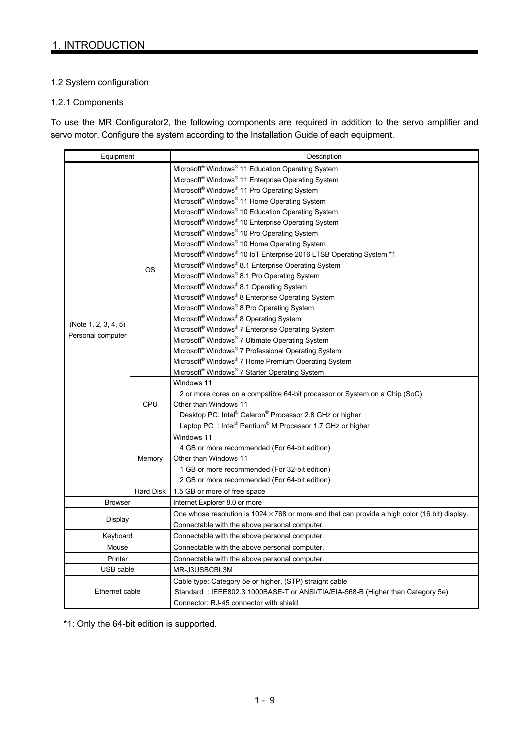## 1.2 System configuration

### 1.2.1 Components

To use the MR Configurator2, the following components are required in addition to the servo amplifier and servo motor. Configure the system according to the Installation Guide of each equipment.

| Equipment | | Description |
|---|---|---|
| (Note 1, 2, 3, 4, 5) Personal computer | OS | Microsoft® Windows® 11 Education Operating System<br>Microsoft® Windows® 11 Enterprise Operating System<br>Microsoft® Windows® 11 Pro Operating System<br>Microsoft® Windows® 11 Home Operating System<br>Microsoft® Windows® 10 Education Operating System<br>Microsoft® Windows® 10 Enterprise Operating System<br>Microsoft® Windows® 10 Pro Operating System<br>Microsoft® Windows® 10 Home Operating System<br>Microsoft® Windows® 10 IoT Enterprise 2016 LTSB Operating System *1<br>Microsoft® Windows® 8.1 Enterprise Operating System<br>Microsoft® Windows® 8.1 Pro Operating System<br>Microsoft® Windows® 8.1 Operating System<br>Microsoft® Windows® 8 Enterprise Operating System<br>Microsoft® Windows® 8 Pro Operating System<br>Microsoft® Windows® 8 Operating System<br>Microsoft® Windows® 7 Enterprise Operating System<br>Microsoft® Windows® 7 Ultimate Operating System<br>Microsoft® Windows® 7 Professional Operating System<br>Microsoft® Windows® 7 Home Premium Operating System<br>Microsoft® Windows® 7 Starter Operating System |
| | CPU | Windows 11<br>2 or more cores on a compatible 64-bit processor or System on a Chip (SoC)<br>Other than Windows 11<br>Desktop PC: Intel® Celeron® Processor 2.8 GHz or higher<br>Laptop PC : Intel® Pentium® M Processor 1.7 GHz or higher |
| | Memory | Windows 11<br>4 GB or more recommended (For 64-bit edition)<br>Other than Windows 11<br>1 GB or more recommended (For 32-bit edition)<br>2 GB or more recommended (For 64-bit edition) |
| | Hard Disk | 1.5 GB or more of free space |
| Browser | | Internet Explorer 8.0 or more |
| Display | | One whose resolution is 1024×768 or more and that can provide a high color (16 bit) display.<br>Connectable with the above personal computer. |
| Keyboard | | Connectable with the above personal computer. |
| Mouse | | Connectable with the above personal computer. |
| Printer | | Connectable with the above personal computer. |
| USB cable | | MR-J3USBCBL3M |
| Ethernet cable | | Cable type: Category 5e or higher, (STP) straight cable<br>Standard : IEEE802.3 1000BASE-T or ANSI/TIA/EIA-568-B (Higher than Category 5e)<br>Connector: RJ-45 connector with shield |

*1: Only the 64-bit edition is supported.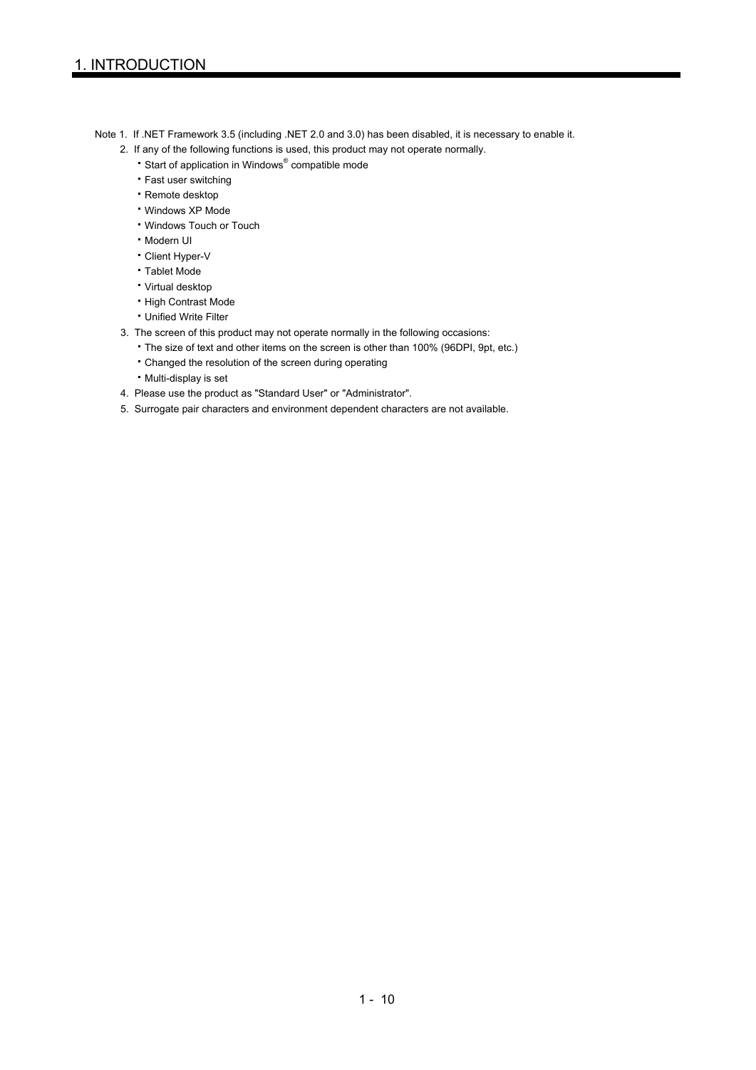Note 1. If .NET Framework 3.5 (including .NET 2.0 and 3.0) has been disabled, it is necessary to enable it.

2. If any of the following functions is used, this product may not operate normally.
   - Start of application in Windows® compatible mode
   - Fast user switching
   - Remote desktop
   - Windows XP Mode
   - Windows Touch or Touch
   - Modern UI
   - Client Hyper-V
   - Tablet Mode
   - Virtual desktop
   - High Contrast Mode
   - Unified Write Filter
3. The screen of this product may not operate normally in the following occasions:
   - The size of text and other items on the screen is other than 100% (96DPI, 9pt, etc.)
   - Changed the resolution of the screen during operating
   - Multi-display is set
4. Please use the product as "Standard User" or "Administrator".
5. Surrogate pair characters and environment dependent characters are not available.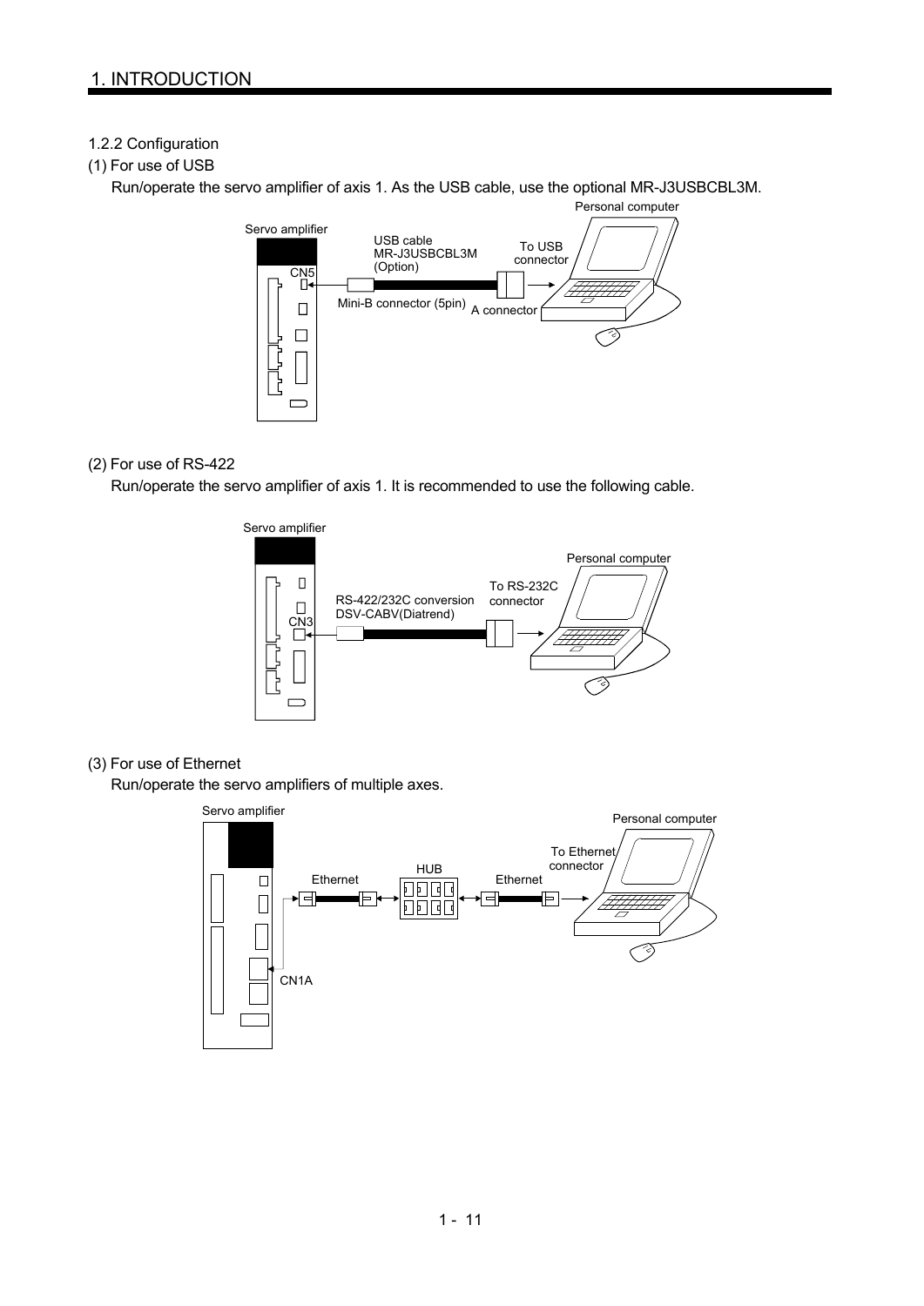### 1.2.2 Configuration

(1) For use of USB

Run/operate the servo amplifier of axis 1. As the USB cable, use the optional MR-J3USBCBL3M.

Servo amplifier

CN5

USB cable
MR-J3USBCBL3M
(Option)

Mini-B connector (5pin)

A connector

To USB connector

Personal computer

(2) For use of RS-422

Run/operate the servo amplifier of axis 1. It is recommended to use the following cable.

Servo amplifier

CN3

RS-422/232C conversion
DSV-CABV(Diatrend)

To RS-232C connector

Personal computer

(3) For use of Ethernet

Run/operate the servo amplifiers of multiple axes.

Servo amplifier

CN1A

Ethernet

HUB

Ethernet

To Ethernet connector

Personal computer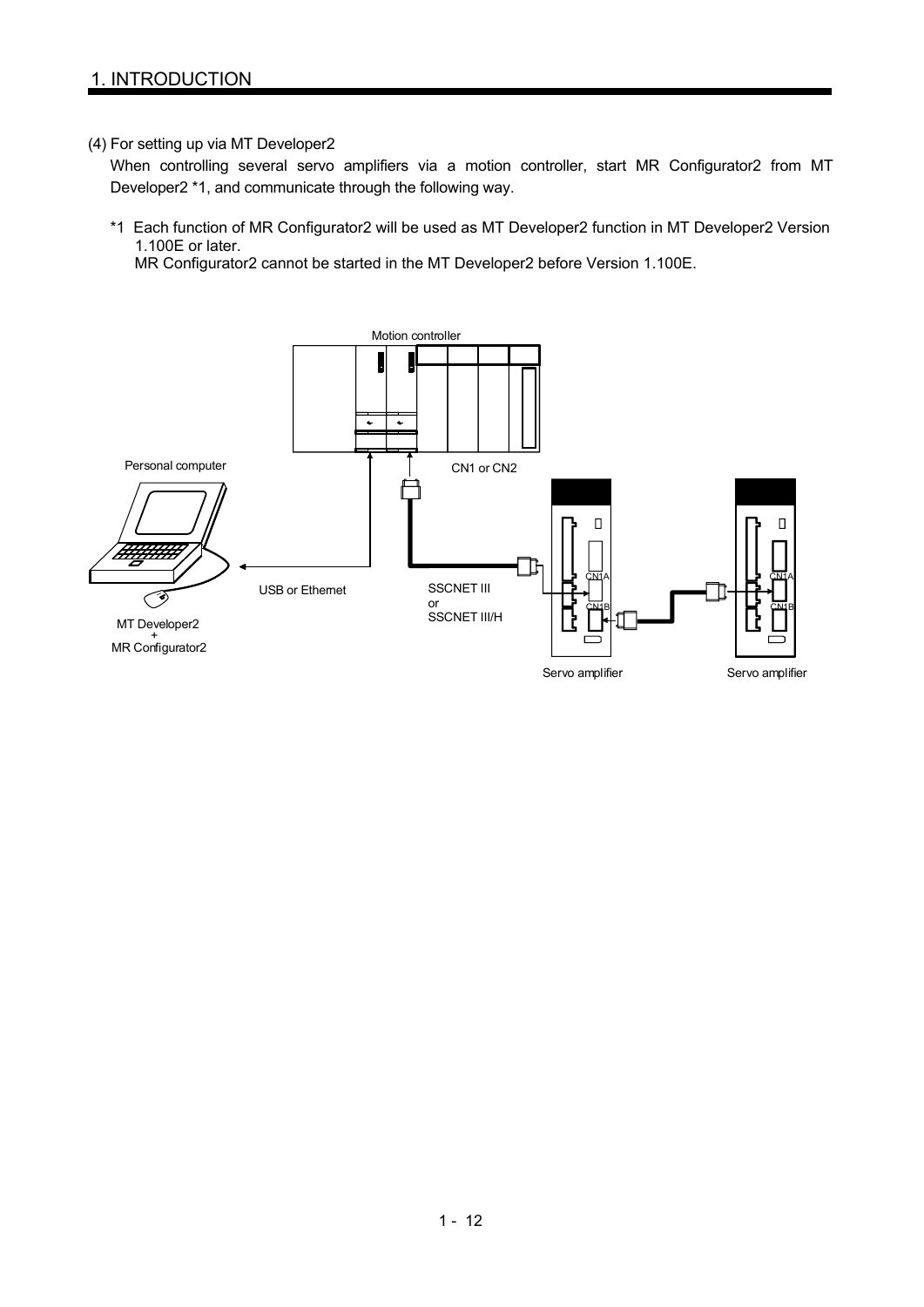(4) For setting up via MT Developer2

When controlling several servo amplifiers via a motion controller, start MR Configurator2 from MT Developer2 *1, and communicate through the following way.

*1 Each function of MR Configurator2 will be used as MT Developer2 function in MT Developer2 Version 1.100E or later.
MR Configurator2 cannot be started in the MT Developer2 before Version 1.100E.

Motion controller

Personal computer

CN1 or CN2

USB or Ethernet

SSCNET III
or
SSCNET III/H

CN1A

CN1B

CN1A

CN1B

MT Developer2
+
MR Configurator2

Servo amplifier

Servo amplifier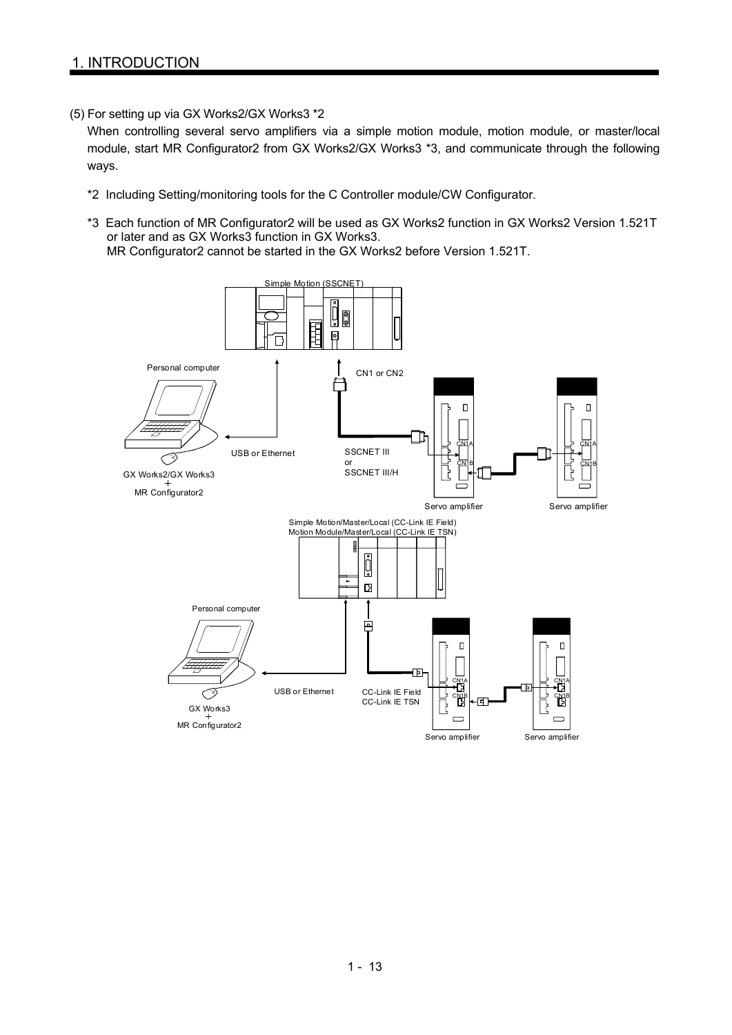(5) For setting up via GX Works2/GX Works3 *2

When controlling several servo amplifiers via a simple motion module, motion module, or master/local module, start MR Configurator2 from GX Works2/GX Works3 *3, and communicate through the following ways.

*2 Including Setting/monitoring tools for the C Controller module/CW Configurator.

*3 Each function of MR Configurator2 will be used as GX Works2 function in GX Works2 Version 1.521T or later and as GX Works3 function in GX Works3.
MR Configurator2 cannot be started in the GX Works2 before Version 1.521T.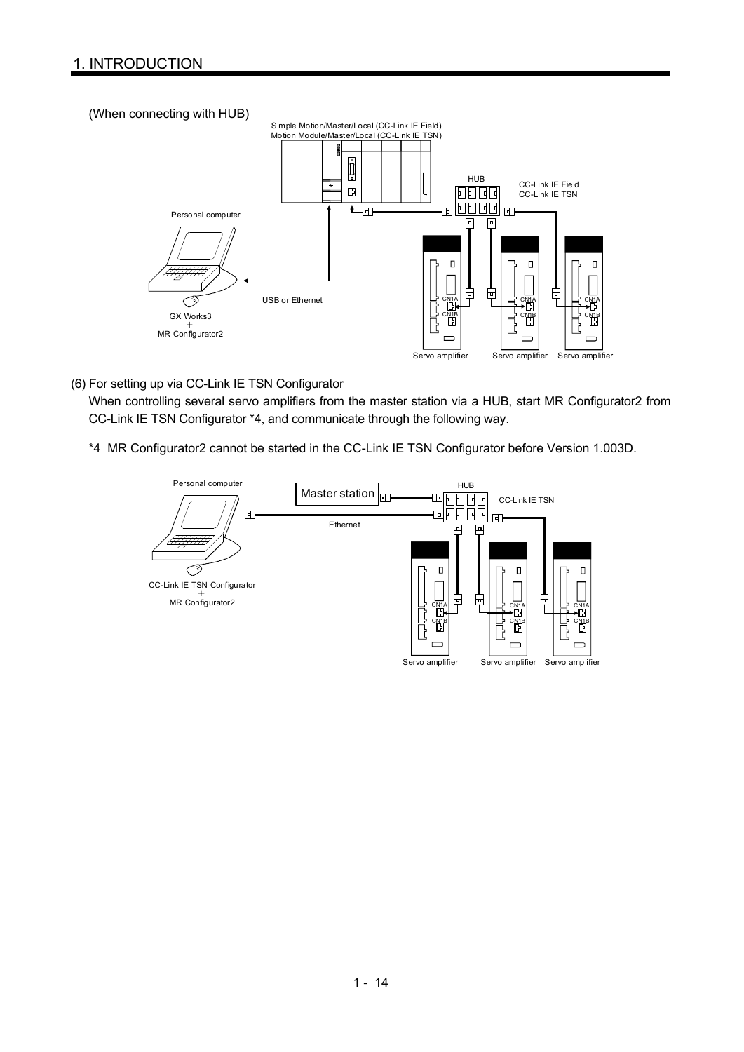(When connecting with HUB)

Simple Motion/Master/Local (CC-Link IE Field)
Motion Module/Master/Local (CC-Link IE TSN)

HUB

CC-Link IE Field
CC-Link IE TSN

Personal computer

USB or Ethernet

GX Works3
+
MR Configurator2

CN1A
CN1B

Servo amplifier Servo amplifier Servo amplifier

(6) For setting up via CC-Link IE TSN Configurator

When controlling several servo amplifiers from the master station via a HUB, start MR Configurator2 from CC-Link IE TSN Configurator *4, and communicate through the following way.

*4 MR Configurator2 cannot be started in the CC-Link IE TSN Configurator before Version 1.003D.

Personal computer

Master station

HUB

CC-Link IE TSN

Ethernet

CC-Link IE TSN Configurator
+
MR Configurator2

CN1A
CN1B

Servo amplifier Servo amplifier Servo amplifier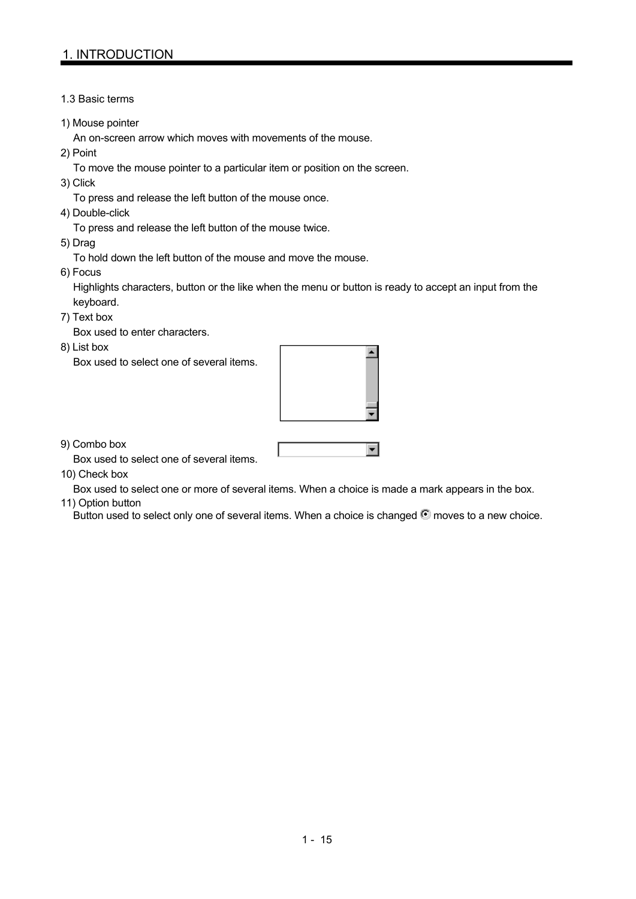## 1.3 Basic terms

1) Mouse pointer
   An on-screen arrow which moves with movements of the mouse.
2) Point
   To move the mouse pointer to a particular item or position on the screen.
3) Click
   To press and release the left button of the mouse once.
4) Double-click
   To press and release the left button of the mouse twice.
5) Drag
   To hold down the left button of the mouse and move the mouse.
6) Focus
   Highlights characters, button or the like when the menu or button is ready to accept an input from the keyboard.
7) Text box
   Box used to enter characters.
8) List box
   Box used to select one of several items.
9) Combo box
   Box used to select one of several items.
10) Check box
    Box used to select one or more of several items. When a choice is made a mark appears in the box.
11) Option button
    Button used to select only one of several items. When a choice is changed ⦿ moves to a new choice.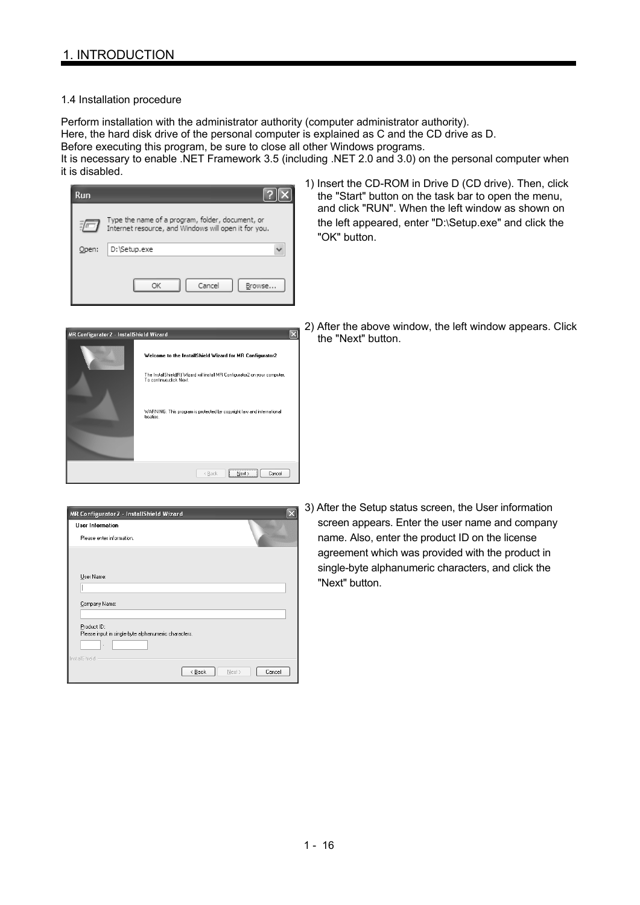### 1.4 Installation procedure

Perform installation with the administrator authority (computer administrator authority).
Here, the hard disk drive of the personal computer is explained as C and the CD drive as D.
Before executing this program, be sure to close all other Windows programs.
It is necessary to enable .NET Framework 3.5 (including .NET 2.0 and 3.0) on the personal computer when it is disabled.

1) Insert the CD-ROM in Drive D (CD drive). Then, click the "Start" button on the task bar to open the menu, and click "RUN". When the left window as shown on the left appeared, enter "D:\Setup.exe" and click the "OK" button.

2) After the above window, the left window appears. Click the "Next" button.

3) After the Setup status screen, the User information screen appears. Enter the user name and company name. Also, enter the product ID on the license agreement which was provided with the product in single-byte alphanumeric characters, and click the "Next" button.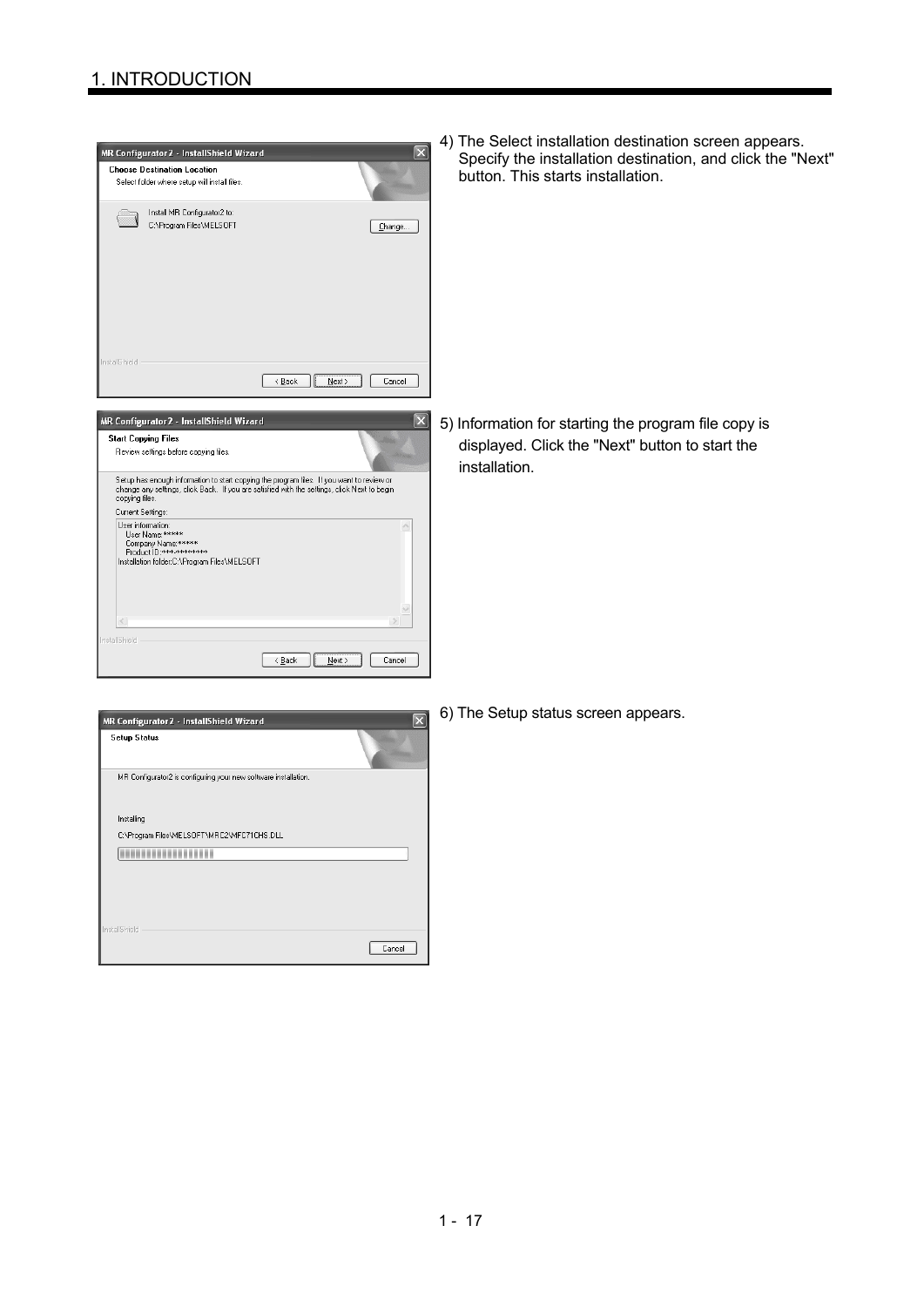4) The Select installation destination screen appears. Specify the installation destination, and click the "Next" button. This starts installation.

5) Information for starting the program file copy is displayed. Click the "Next" button to start the installation.

6) The Setup status screen appears.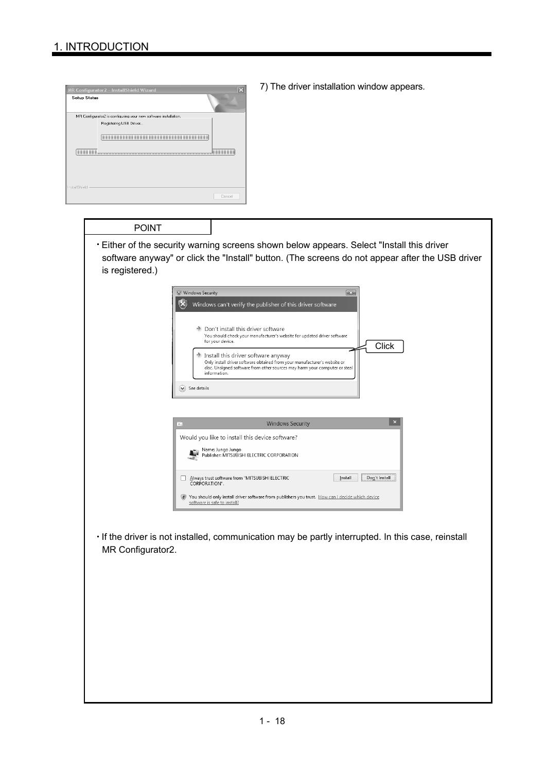7) The driver installation window appears.

POINT

- Either of the security warning screens shown below appears. Select "Install this driver software anyway" or click the "Install" button. (The screens do not appear after the USB driver is registered.)

- If the driver is not installed, communication may be partly interrupted. In this case, reinstall MR Configurator2.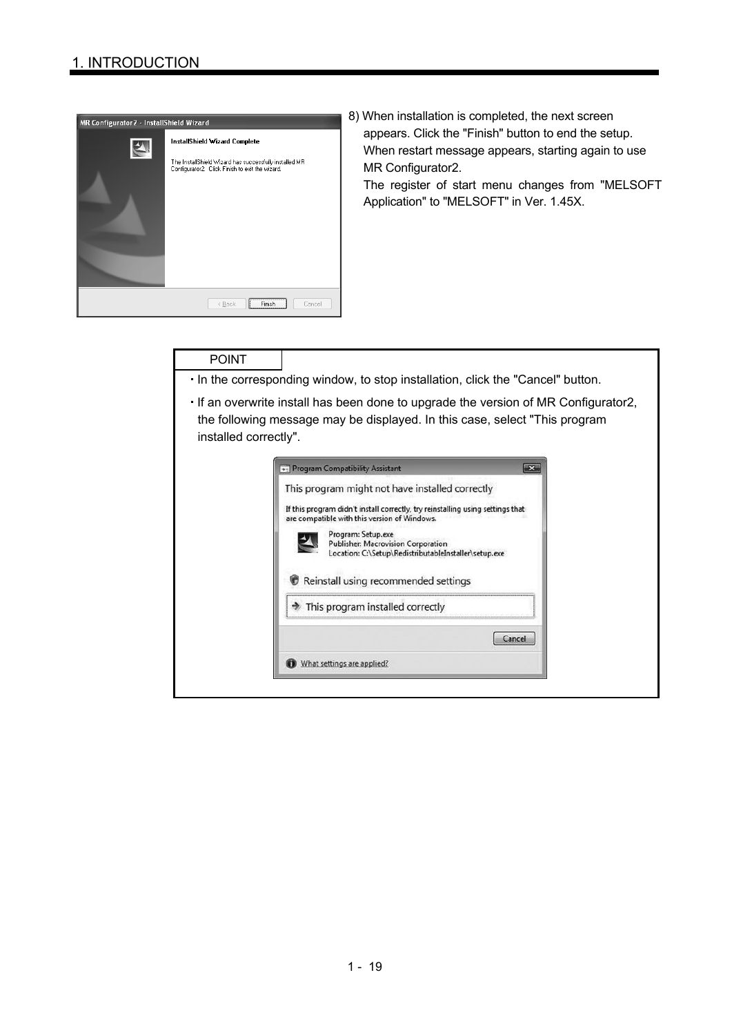8) When installation is completed, the next screen appears. Click the "Finish" button to end the setup. When restart message appears, starting again to use MR Configurator2.
The register of start menu changes from "MELSOFT Application" to "MELSOFT" in Ver. 1.45X.

**POINT**

- In the corresponding window, to stop installation, click the "Cancel" button.
- If an overwrite install has been done to upgrade the version of MR Configurator2, the following message may be displayed. In this case, select "This program installed correctly".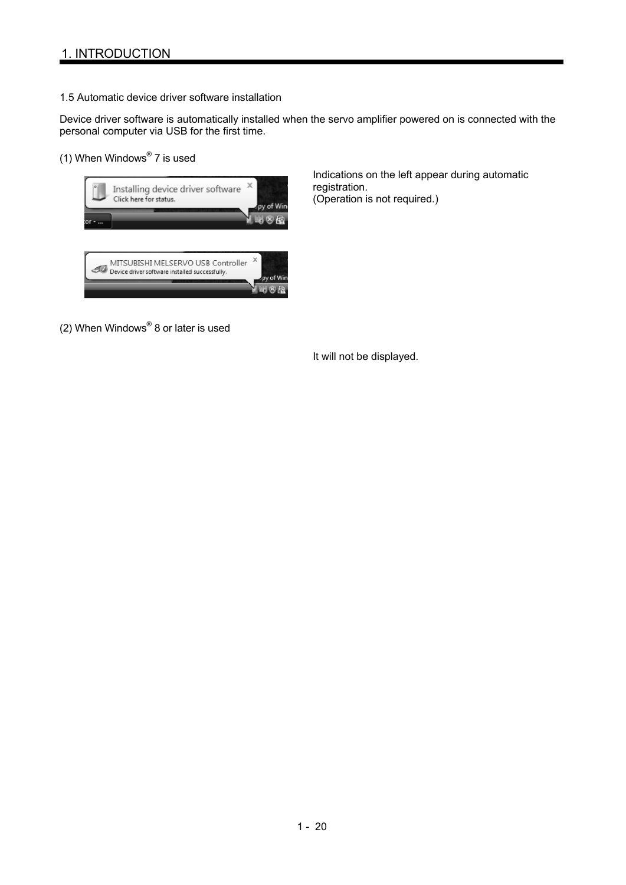## 1.5 Automatic device driver software installation

Device driver software is automatically installed when the servo amplifier powered on is connected with the personal computer via USB for the first time.

(1) When Windows® 7 is used

Indications on the left appear during automatic registration.
(Operation is not required.)

(2) When Windows® 8 or later is used

It will not be displayed.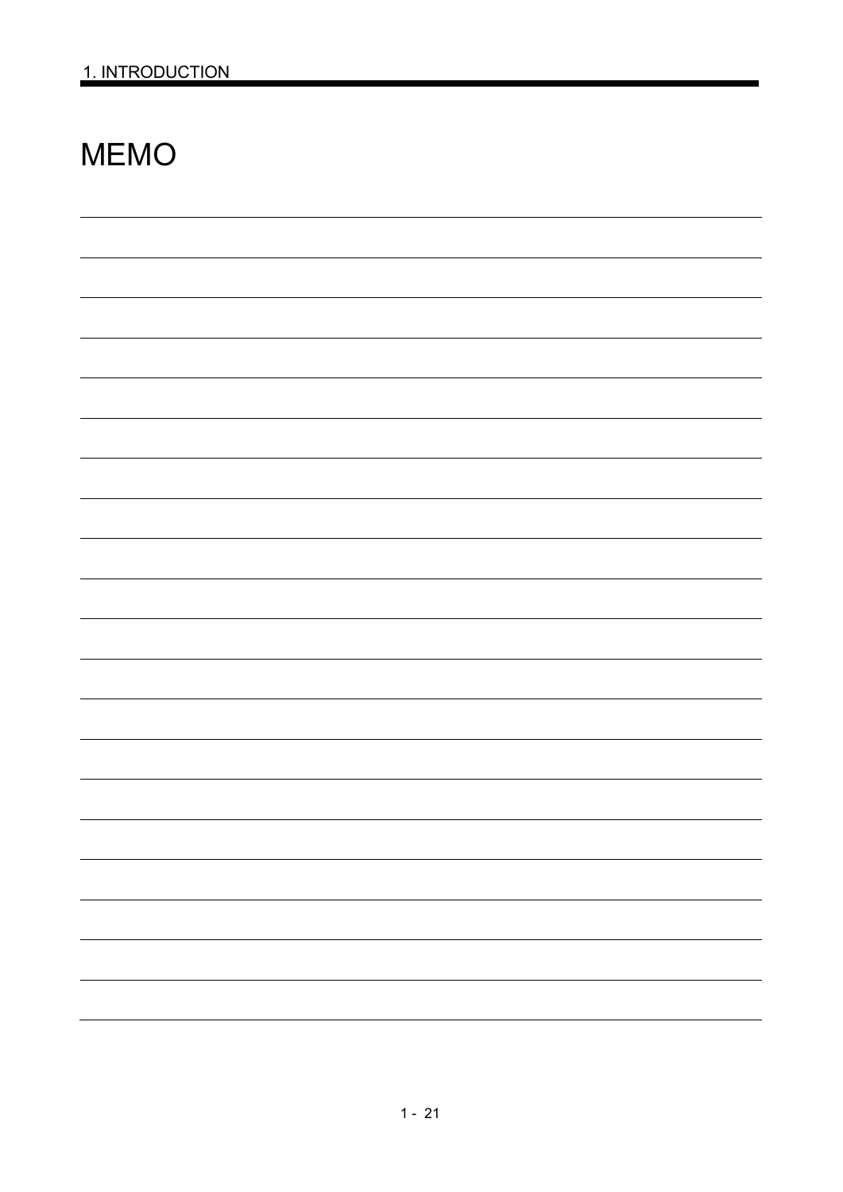# MEMO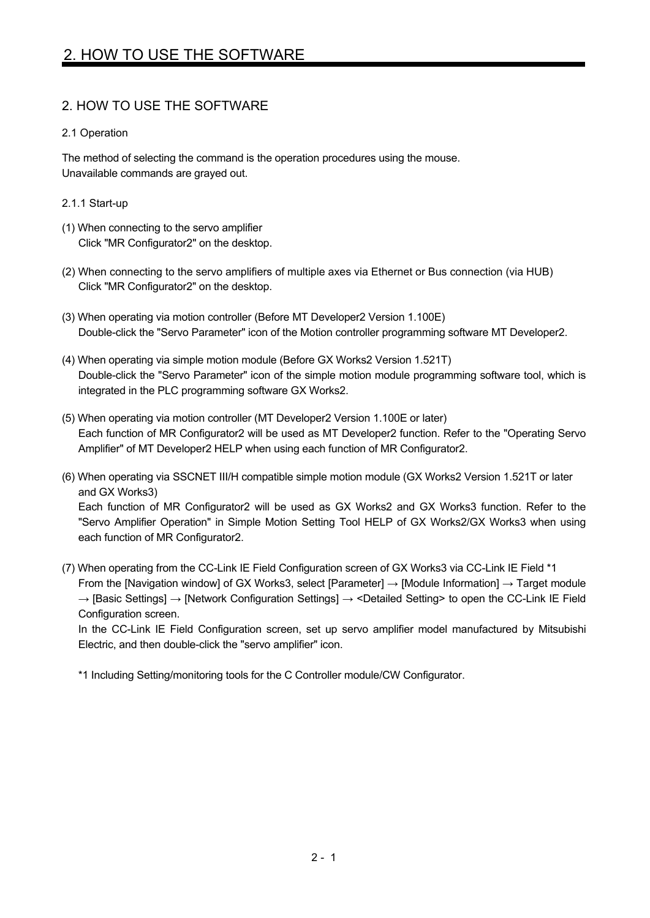# 2. HOW TO USE THE SOFTWARE

## 2.1 Operation

The method of selecting the command is the operation procedures using the mouse.
Unavailable commands are grayed out.

### 2.1.1 Start-up

(1) When connecting to the servo amplifier
Click "MR Configurator2" on the desktop.

(2) When connecting to the servo amplifiers of multiple axes via Ethernet or Bus connection (via HUB)
Click "MR Configurator2" on the desktop.

(3) When operating via motion controller (Before MT Developer2 Version 1.100E)
Double-click the "Servo Parameter" icon of the Motion controller programming software MT Developer2.

(4) When operating via simple motion module (Before GX Works2 Version 1.521T)
Double-click the "Servo Parameter" icon of the simple motion module programming software tool, which is integrated in the PLC programming software GX Works2.

(5) When operating via motion controller (MT Developer2 Version 1.100E or later)
Each function of MR Configurator2 will be used as MT Developer2 function. Refer to the "Operating Servo Amplifier" of MT Developer2 HELP when using each function of MR Configurator2.

(6) When operating via SSCNET III/H compatible simple motion module (GX Works2 Version 1.521T or later and GX Works3)
Each function of MR Configurator2 will be used as GX Works2 and GX Works3 function. Refer to the "Servo Amplifier Operation" in Simple Motion Setting Tool HELP of GX Works2/GX Works3 when using each function of MR Configurator2.

(7) When operating from the CC-Link IE Field Configuration screen of GX Works3 via CC-Link IE Field *1
From the [Navigation window] of GX Works3, select [Parameter] → [Module Information] → Target module → [Basic Settings] → [Network Configuration Settings] → <Detailed Setting> to open the CC-Link IE Field Configuration screen.
In the CC-Link IE Field Configuration screen, set up servo amplifier model manufactured by Mitsubishi Electric, and then double-click the "servo amplifier" icon.

*1 Including Setting/monitoring tools for the C Controller module/CW Configurator.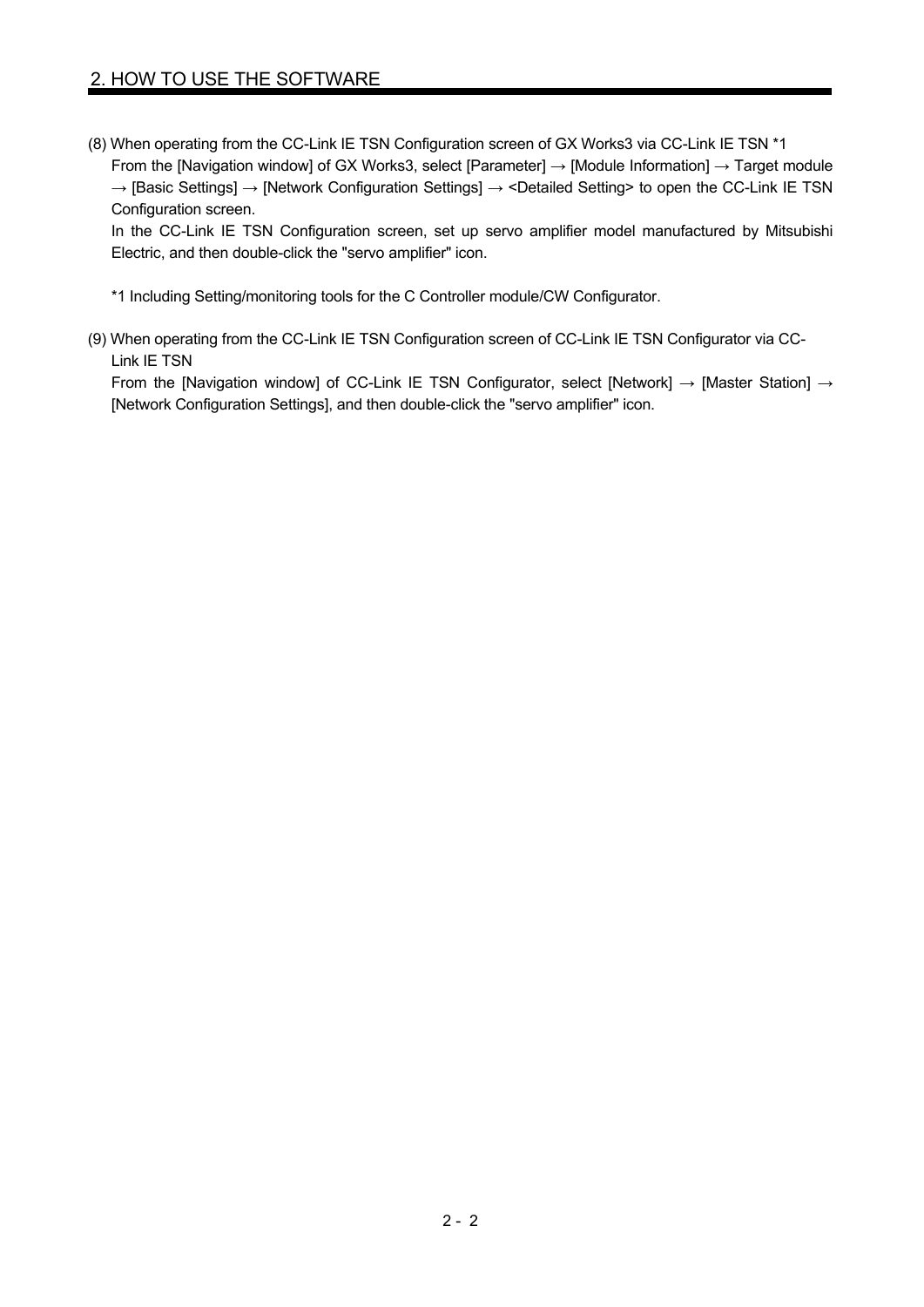(8) When operating from the CC-Link IE TSN Configuration screen of GX Works3 via CC-Link IE TSN *1

From the [Navigation window] of GX Works3, select [Parameter] → [Module Information] → Target module → [Basic Settings] → [Network Configuration Settings] → <Detailed Setting> to open the CC-Link IE TSN Configuration screen.

In the CC-Link IE TSN Configuration screen, set up servo amplifier model manufactured by Mitsubishi Electric, and then double-click the "servo amplifier" icon.

*1 Including Setting/monitoring tools for the C Controller module/CW Configurator.

(9) When operating from the CC-Link IE TSN Configuration screen of CC-Link IE TSN Configurator via CC-Link IE TSN

From the [Navigation window] of CC-Link IE TSN Configurator, select [Network] → [Master Station] → [Network Configuration Settings], and then double-click the "servo amplifier" icon.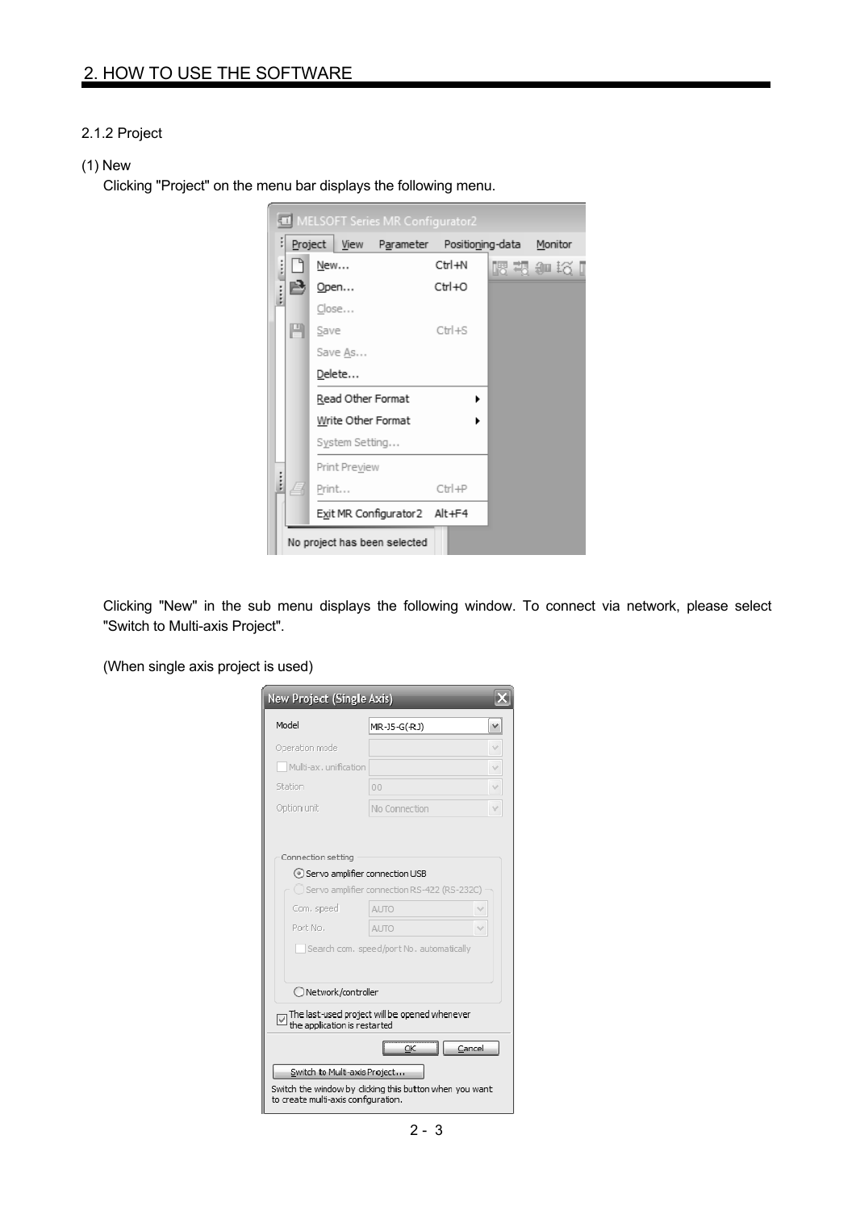2.1.2 Project

(1) New

Clicking "Project" on the menu bar displays the following menu.

Clicking "New" in the sub menu displays the following window. To connect via network, please select "Switch to Multi-axis Project".

(When single axis project is used)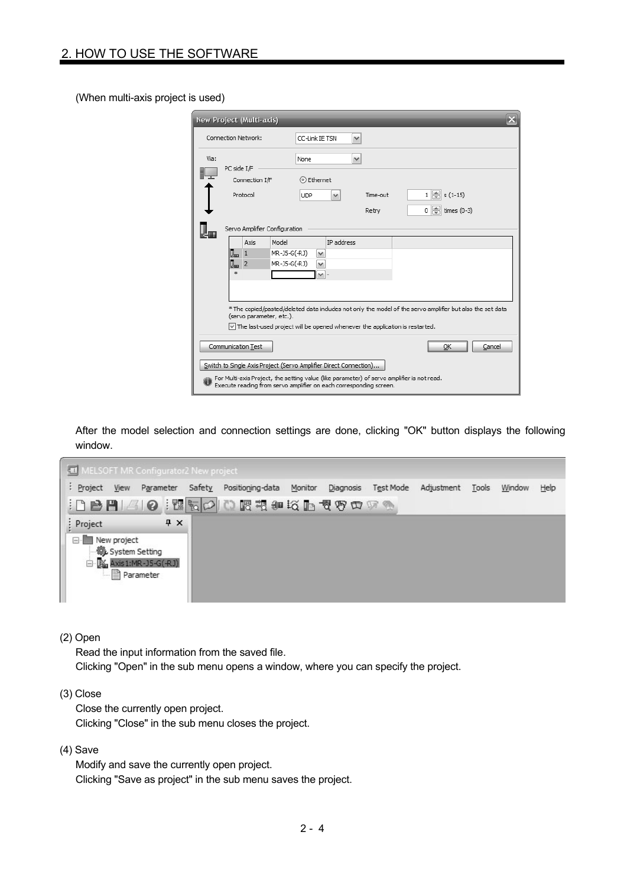(When multi-axis project is used)

After the model selection and connection settings are done, clicking "OK" button displays the following window.

(2) Open

Read the input information from the saved file.
Clicking "Open" in the sub menu opens a window, where you can specify the project.

(3) Close

Close the currently open project.
Clicking "Close" in the sub menu closes the project.

(4) Save

Modify and save the currently open project.
Clicking "Save as project" in the sub menu saves the project.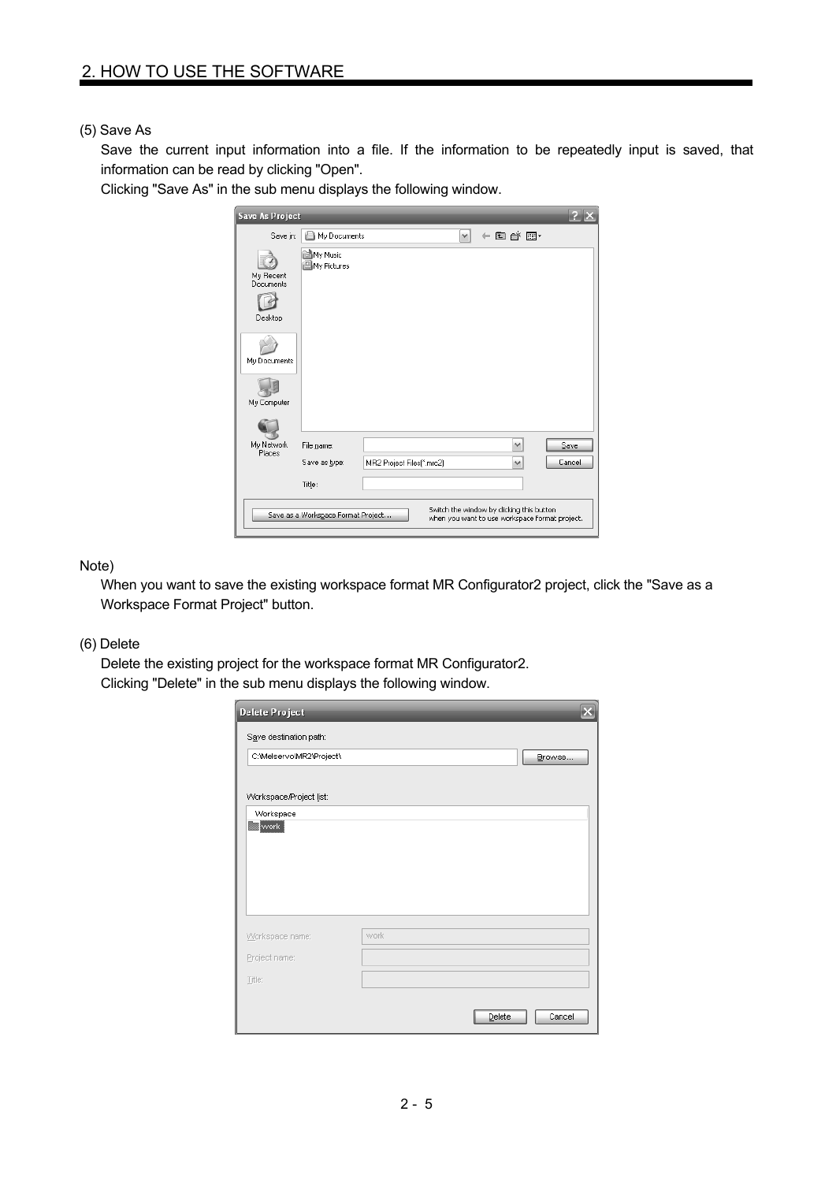(5) Save As

Save the current input information into a file. If the information to be repeatedly input is saved, that information can be read by clicking "Open".

Clicking "Save As" in the sub menu displays the following window.

Note)

When you want to save the existing workspace format MR Configurator2 project, click the "Save as a Workspace Format Project" button.

(6) Delete

Delete the existing project for the workspace format MR Configurator2.

Clicking "Delete" in the sub menu displays the following window.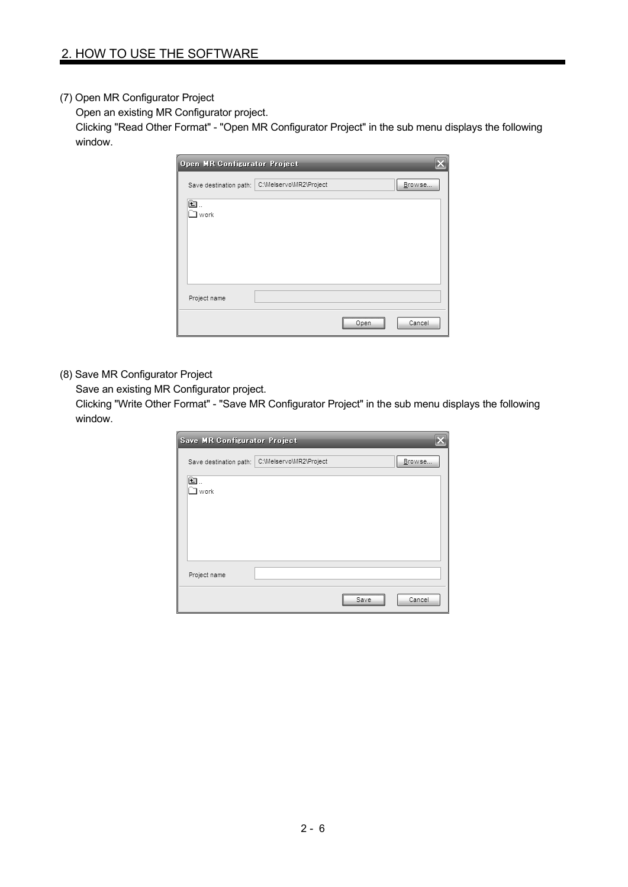(7) Open MR Configurator Project

Open an existing MR Configurator project.

Clicking "Read Other Format" - "Open MR Configurator Project" in the sub menu displays the following window.

(8) Save MR Configurator Project

Save an existing MR Configurator project.

Clicking "Write Other Format" - "Save MR Configurator Project" in the sub menu displays the following window.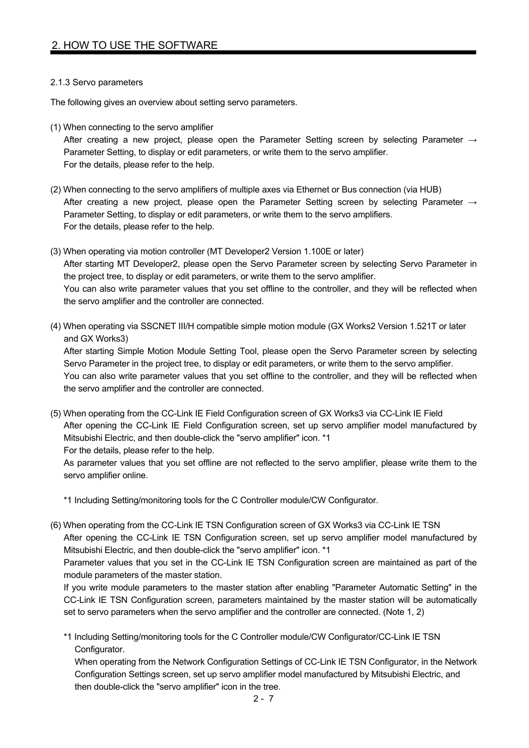### 2.1.3 Servo parameters

The following gives an overview about setting servo parameters.

(1) When connecting to the servo amplifier
After creating a new project, please open the Parameter Setting screen by selecting Parameter → Parameter Setting, to display or edit parameters, or write them to the servo amplifier.
For the details, please refer to the help.

(2) When connecting to the servo amplifiers of multiple axes via Ethernet or Bus connection (via HUB)
After creating a new project, please open the Parameter Setting screen by selecting Parameter → Parameter Setting, to display or edit parameters, or write them to the servo amplifiers.
For the details, please refer to the help.

(3) When operating via motion controller (MT Developer2 Version 1.100E or later)
After starting MT Developer2, please open the Servo Parameter screen by selecting Servo Parameter in the project tree, to display or edit parameters, or write them to the servo amplifier.
You can also write parameter values that you set offline to the controller, and they will be reflected when the servo amplifier and the controller are connected.

(4) When operating via SSCNET III/H compatible simple motion module (GX Works2 Version 1.521T or later and GX Works3)
After starting Simple Motion Module Setting Tool, please open the Servo Parameter screen by selecting Servo Parameter in the project tree, to display or edit parameters, or write them to the servo amplifier.
You can also write parameter values that you set offline to the controller, and they will be reflected when the servo amplifier and the controller are connected.

(5) When operating from the CC-Link IE Field Configuration screen of GX Works3 via CC-Link IE Field
After opening the CC-Link IE Field Configuration screen, set up servo amplifier model manufactured by Mitsubishi Electric, and then double-click the "servo amplifier" icon. *1
For the details, please refer to the help.
As parameter values that you set offline are not reflected to the servo amplifier, please write them to the servo amplifier online.

*1 Including Setting/monitoring tools for the C Controller module/CW Configurator.

(6) When operating from the CC-Link IE TSN Configuration screen of GX Works3 via CC-Link IE TSN
After opening the CC-Link IE TSN Configuration screen, set up servo amplifier model manufactured by Mitsubishi Electric, and then double-click the "servo amplifier" icon. *1
Parameter values that you set in the CC-Link IE TSN Configuration screen are maintained as part of the module parameters of the master station.
If you write module parameters to the master station after enabling "Parameter Automatic Setting" in the CC-Link IE TSN Configuration screen, parameters maintained by the master station will be automatically set to servo parameters when the servo amplifier and the controller are connected. (Note 1, 2)

*1 Including Setting/monitoring tools for the C Controller module/CW Configurator/CC-Link IE TSN Configurator.
When operating from the Network Configuration Settings of CC-Link IE TSN Configurator, in the Network Configuration Settings screen, set up servo amplifier model manufactured by Mitsubishi Electric, and then double-click the "servo amplifier" icon in the tree.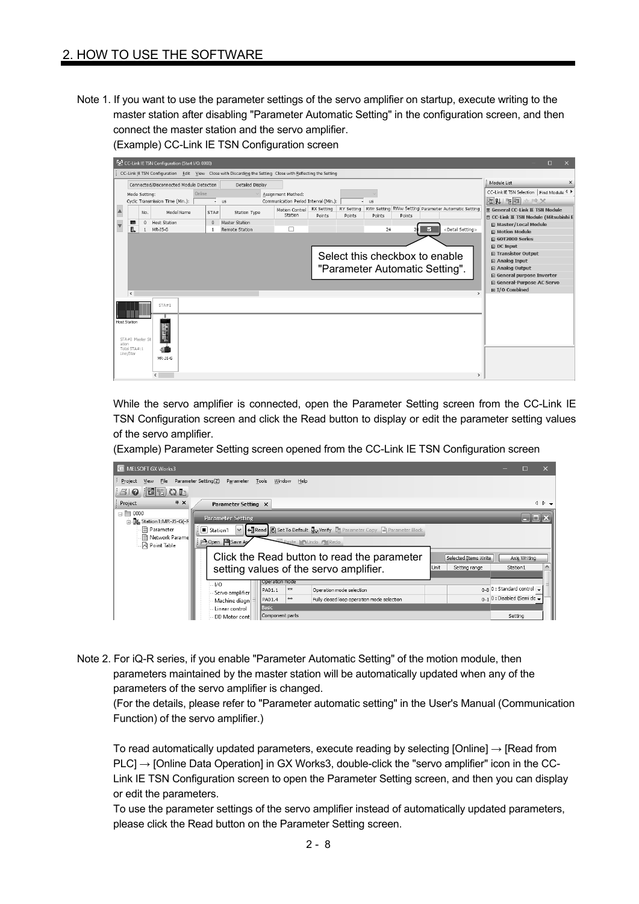Note 1. If you want to use the parameter settings of the servo amplifier on startup, execute writing to the master station after disabling "Parameter Automatic Setting" in the configuration screen, and then connect the master station and the servo amplifier.

(Example) CC-Link IE TSN Configuration screen

Select this checkbox to enable "Parameter Automatic Setting".

While the servo amplifier is connected, open the Parameter Setting screen from the CC-Link IE TSN Configuration screen and click the Read button to display or edit the parameter setting values of the servo amplifier.

(Example) Parameter Setting screen opened from the CC-Link IE TSN Configuration screen

Click the Read button to read the parameter setting values of the servo amplifier.

Note 2. For iQ-R series, if you enable "Parameter Automatic Setting" of the motion module, then parameters maintained by the master station will be automatically updated when any of the parameters of the servo amplifier is changed.

(For the details, please refer to "Parameter automatic setting" in the User's Manual (Communication Function) of the servo amplifier.)

To read automatically updated parameters, execute reading by selecting [Online] → [Read from PLC] → [Online Data Operation] in GX Works3, double-click the "servo amplifier" icon in the CC-Link IE TSN Configuration screen to open the Parameter Setting screen, and then you can display or edit the parameters.

To use the parameter settings of the servo amplifier instead of automatically updated parameters, please click the Read button on the Parameter Setting screen.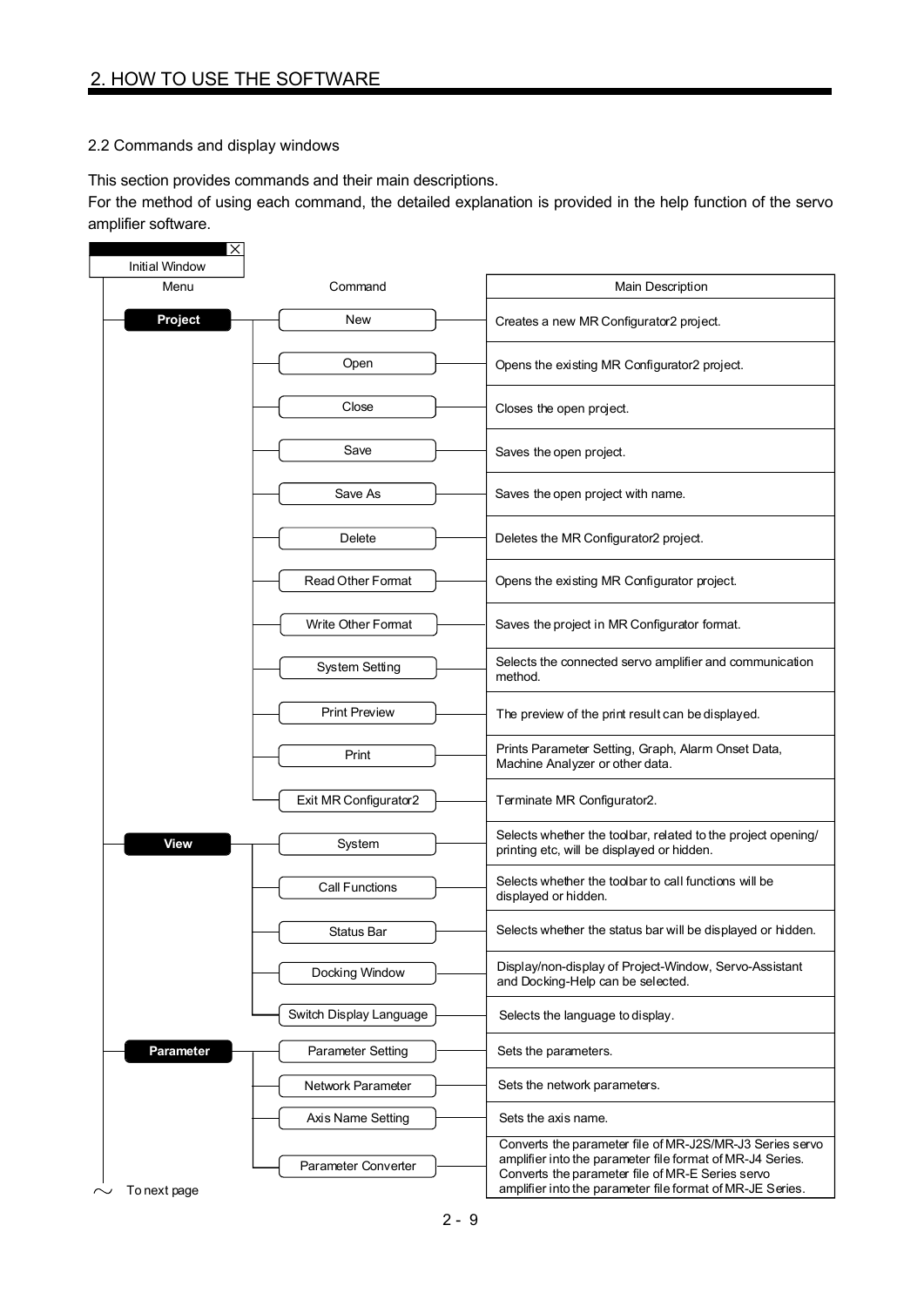2.2 Commands and display windows

This section provides commands and their main descriptions.
For the method of using each command, the detailed explanation is provided in the help function of the servo amplifier software.

Initial Window

| Menu | Command | Main Description |
|---|---|---|
| **Project** | New | Creates a new MR Configurator2 project. |
| | Open | Opens the existing MR Configurator2 project. |
| | Close | Closes the open project. |
| | Save | Saves the open project. |
| | Save As | Saves the open project with name. |
| | Delete | Deletes the MR Configurator2 project. |
| | Read Other Format | Opens the existing MR Configurator project. |
| | Write Other Format | Saves the project in MR Configurator format. |
| | System Setting | Selects the connected servo amplifier and communication method. |
| | Print Preview | The preview of the print result can be displayed. |
| | Print | Prints Parameter Setting, Graph, Alarm Onset Data, Machine Analyzer or other data. |
| | Exit MR Configurator2 | Terminate MR Configurator2. |
| **View** | System | Selects whether the toolbar, related to the project opening/ printing etc, will be displayed or hidden. |
| | Call Functions | Selects whether the toolbar to call functions will be displayed or hidden. |
| | Status Bar | Selects whether the status bar will be displayed or hidden. |
| | Docking Window | Display/non-display of Project-Window, Servo-Assistant and Docking-Help can be selected. |
| | Switch Display Language | Selects the language to display. |
| **Parameter** | Parameter Setting | Sets the parameters. |
| | Network Parameter | Sets the network parameters. |
| | Axis Name Setting | Sets the axis name. |
| | Parameter Converter | Converts the parameter file of MR-J2S/MR-J3 Series servo amplifier into the parameter file format of MR-J4 Series. Converts the parameter file of MR-E Series servo amplifier into the parameter file format of MR-JE Series. |

To next page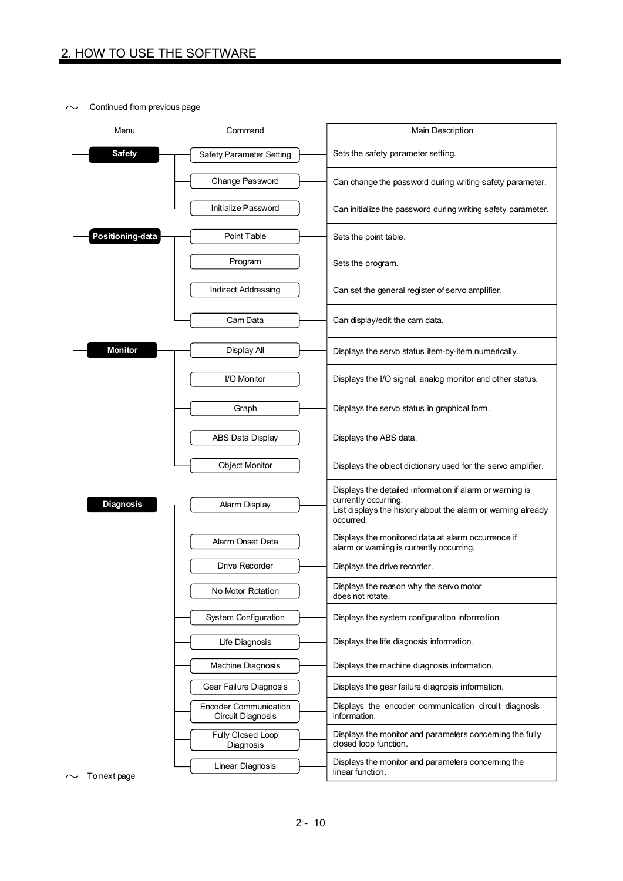Continued from previous page

| Menu | Command | Main Description |
|---|---|---|
| **Safety** | Safety Parameter Setting | Sets the safety parameter setting. |
| | Change Password | Can change the password during writing safety parameter. |
| | Initialize Password | Can initialize the password during writing safety parameter. |
| **Positioning-data** | Point Table | Sets the point table. |
| | Program | Sets the program. |
| | Indirect Addressing | Can set the general register of servo amplifier. |
| | Cam Data | Can display/edit the cam data. |
| **Monitor** | Display All | Displays the servo status item-by-item numerically. |
| | I/O Monitor | Displays the I/O signal, analog monitor and other status. |
| | Graph | Displays the servo status in graphical form. |
| | ABS Data Display | Displays the ABS data. |
| | Object Monitor | Displays the object dictionary used for the servo amplifier. |
| **Diagnosis** | Alarm Display | Displays the detailed information if alarm or warning is currently occurring. List displays the history about the alarm or warning already occurred. |
| | Alarm Onset Data | Displays the monitored data at alarm occurrence if alarm or warning is currently occurring. |
| | Drive Recorder | Displays the drive recorder. |
| | No Motor Rotation | Displays the reason why the servo motor does not rotate. |
| | System Configuration | Displays the system configuration information. |
| | Life Diagnosis | Displays the life diagnosis information. |
| | Machine Diagnosis | Displays the machine diagnosis information. |
| | Gear Failure Diagnosis | Displays the gear failure diagnosis information. |
| | Encoder Communication Circuit Diagnosis | Displays the encoder communication circuit diagnosis information. |
| | Fully Closed Loop Diagnosis | Displays the monitor and parameters concerning the fully closed loop function. |
| | Linear Diagnosis | Displays the monitor and parameters concerning the linear function. |

To next page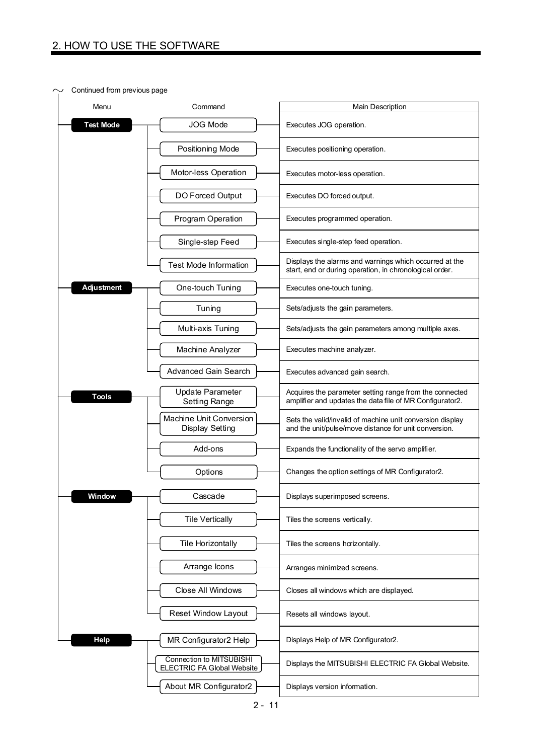~ Continued from previous page

| Menu | Command | Main Description |
|---|---|---|
| **Test Mode** | JOG Mode | Executes JOG operation. |
| | Positioning Mode | Executes positioning operation. |
| | Motor-less Operation | Executes motor-less operation. |
| | DO Forced Output | Executes DO forced output. |
| | Program Operation | Executes programmed operation. |
| | Single-step Feed | Executes single-step feed operation. |
| | Test Mode Information | Displays the alarms and warnings which occurred at the start, end or during operation, in chronological order. |
| **Adjustment** | One-touch Tuning | Executes one-touch tuning. |
| | Tuning | Sets/adjusts the gain parameters. |
| | Multi-axis Tuning | Sets/adjusts the gain parameters among multiple axes. |
| | Machine Analyzer | Executes machine analyzer. |
| | Advanced Gain Search | Executes advanced gain search. |
| **Tools** | Update Parameter Setting Range | Acquires the parameter setting range from the connected amplifier and updates the data file of MR Configurator2. |
| | Machine Unit Conversion Display Setting | Sets the valid/invalid of machine unit conversion display and the unit/pulse/move distance for unit conversion. |
| | Add-ons | Expands the functionality of the servo amplifier. |
| | Options | Changes the option settings of MR Configurator2. |
| **Window** | Cascade | Displays superimposed screens. |
| | Tile Vertically | Tiles the screens vertically. |
| | Tile Horizontally | Tiles the screens horizontally. |
| | Arrange Icons | Arranges minimized screens. |
| | Close All Windows | Closes all windows which are displayed. |
| | Reset Window Layout | Resets all windows layout. |
| **Help** | MR Configurator2 Help | Displays Help of MR Configurator2. |
| | Connection to MITSUBISHI ELECTRIC FA Global Website | Displays the MITSUBISHI ELECTRIC FA Global Website. |
| | About MR Configurator2 | Displays version information. |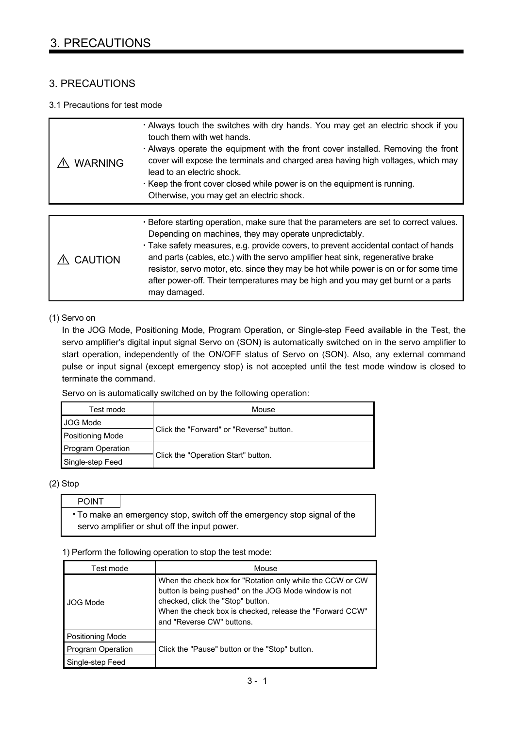# 3. PRECAUTIONS

## 3.1 Precautions for test mode

| | |
|---|---|
| ⚠ WARNING | ・Always touch the switches with dry hands. You may get an electric shock if you touch them with wet hands.<br>・Always operate the equipment with the front cover installed. Removing the front cover will expose the terminals and charged area having high voltages, which may lead to an electric shock.<br>・Keep the front cover closed while power is on the equipment is running. Otherwise, you may get an electric shock. |

| | |
|---|---|
| ⚠ CAUTION | ・Before starting operation, make sure that the parameters are set to correct values. Depending on machines, they may operate unpredictably.<br>・Take safety measures, e.g. provide covers, to prevent accidental contact of hands and parts (cables, etc.) with the servo amplifier heat sink, regenerative brake resistor, servo motor, etc. since they may be hot while power is on or for some time after power-off. Their temperatures may be high and you may get burnt or a parts may damaged. |

(1) Servo on

In the JOG Mode, Positioning Mode, Program Operation, or Single-step Feed available in the Test, the servo amplifier's digital input signal Servo on (SON) is automatically switched on in the servo amplifier to start operation, independently of the ON/OFF status of Servo on (SON). Also, any external command pulse or input signal (except emergency stop) is not accepted until the test mode window is closed to terminate the command.

Servo on is automatically switched on by the following operation:

| Test mode | Mouse |
|---|---|
| JOG Mode | Click the "Forward" or "Reverse" button. |
| Positioning Mode | |
| Program Operation | Click the "Operation Start" button. |
| Single-step Feed | |

(2) Stop

| POINT |
|---|
| ・To make an emergency stop, switch off the emergency stop signal of the servo amplifier or shut off the input power. |

1) Perform the following operation to stop the test mode:

| Test mode | Mouse |
|---|---|
| JOG Mode | When the check box for "Rotation only while the CCW or CW button is being pushed" on the JOG Mode window is not checked, click the "Stop" button.<br>When the check box is checked, release the "Forward CCW" and "Reverse CW" buttons. |
| Positioning Mode | Click the "Pause" button or the "Stop" button. |
| Program Operation | |
| Single-step Feed | |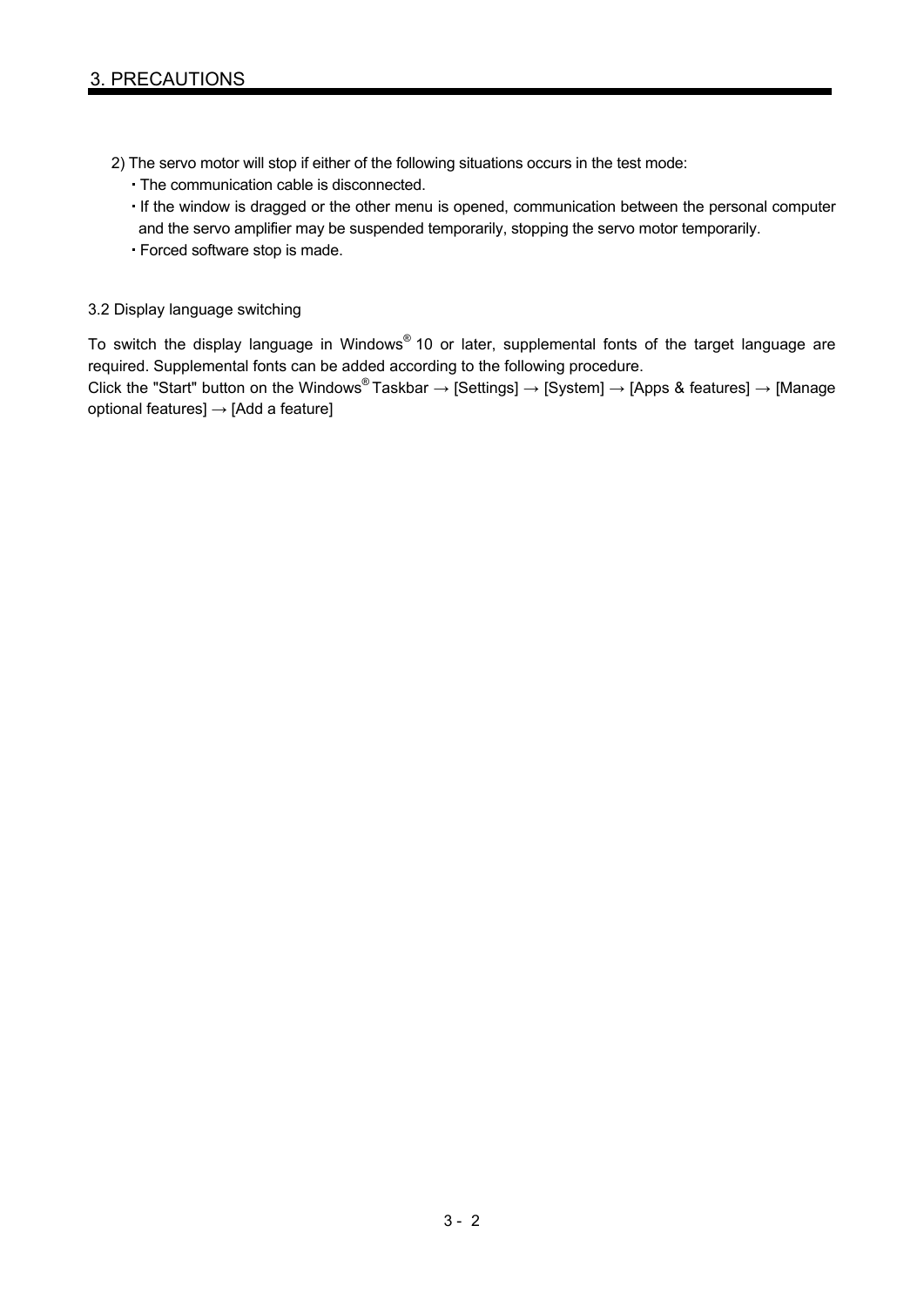2) The servo motor will stop if either of the following situations occurs in the test mode:
   - The communication cable is disconnected.
   - If the window is dragged or the other menu is opened, communication between the personal computer and the servo amplifier may be suspended temporarily, stopping the servo motor temporarily.
   - Forced software stop is made.

## 3.2 Display language switching

To switch the display language in Windows® 10 or later, supplemental fonts of the target language are required. Supplemental fonts can be added according to the following procedure.

Click the "Start" button on the Windows® Taskbar → [Settings] → [System] → [Apps & features] → [Manage optional features] → [Add a feature]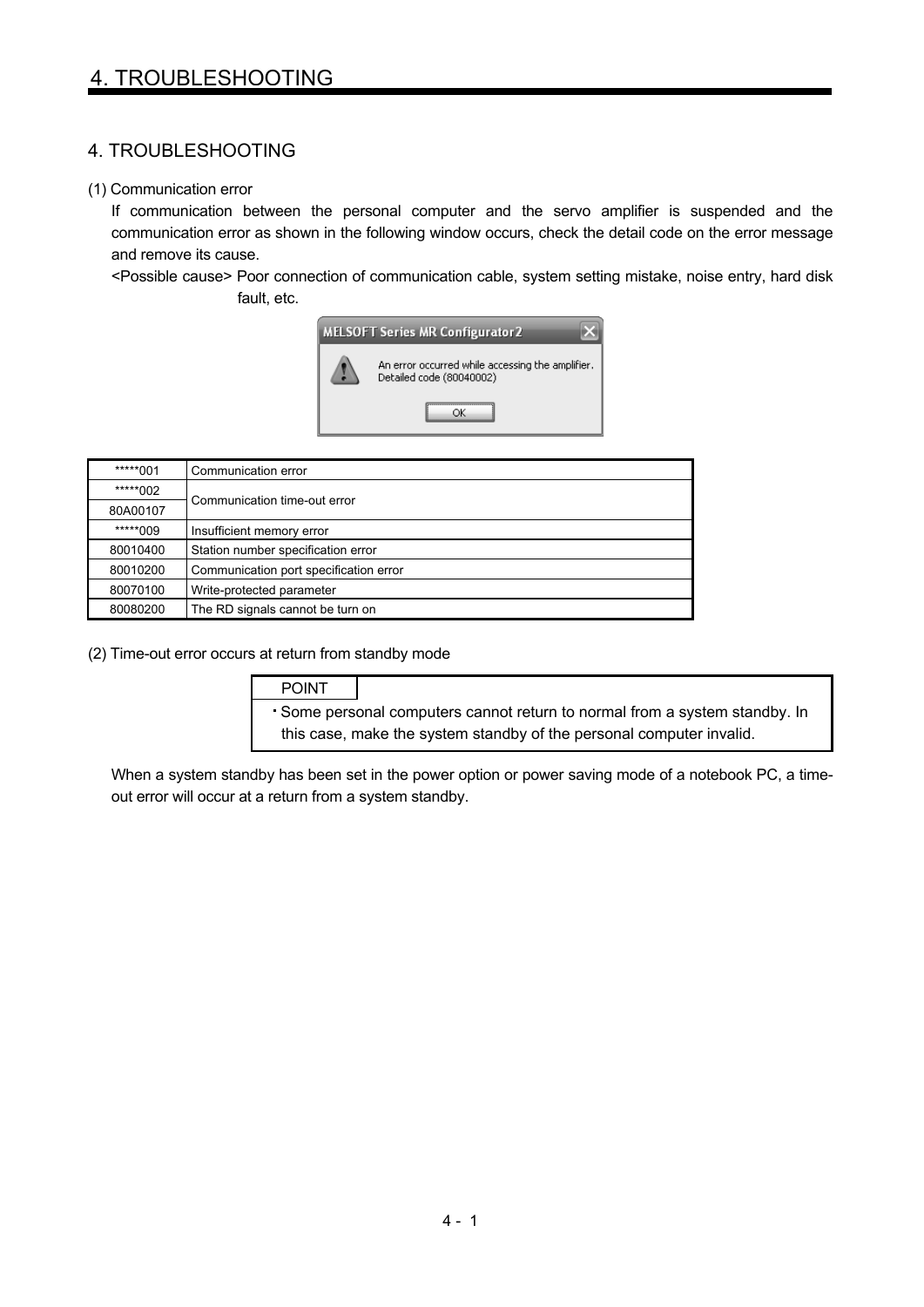# 4. TROUBLESHOOTING

(1) Communication error

If communication between the personal computer and the servo amplifier is suspended and the communication error as shown in the following window occurs, check the detail code on the error message and remove its cause.

<Possible cause> Poor connection of communication cable, system setting mistake, noise entry, hard disk fault, etc.

MELSOFT Series MR Configurator2

An error occurred while accessing the amplifier.
Detailed code (80040002)

OK

| | |
|---|---|
| *****001 | Communication error |
| *****002 | Communication time-out error |
| 80A00107 | |
| *****009 | Insufficient memory error |
| 80010400 | Station number specification error |
| 80010200 | Communication port specification error |
| 80070100 | Write-protected parameter |
| 80080200 | The RD signals cannot be turn on |

(2) Time-out error occurs at return from standby mode

| POINT |
|---|
| ・Some personal computers cannot return to normal from a system standby. In this case, make the system standby of the personal computer invalid. |

When a system standby has been set in the power option or power saving mode of a notebook PC, a time-out error will occur at a return from a system standby.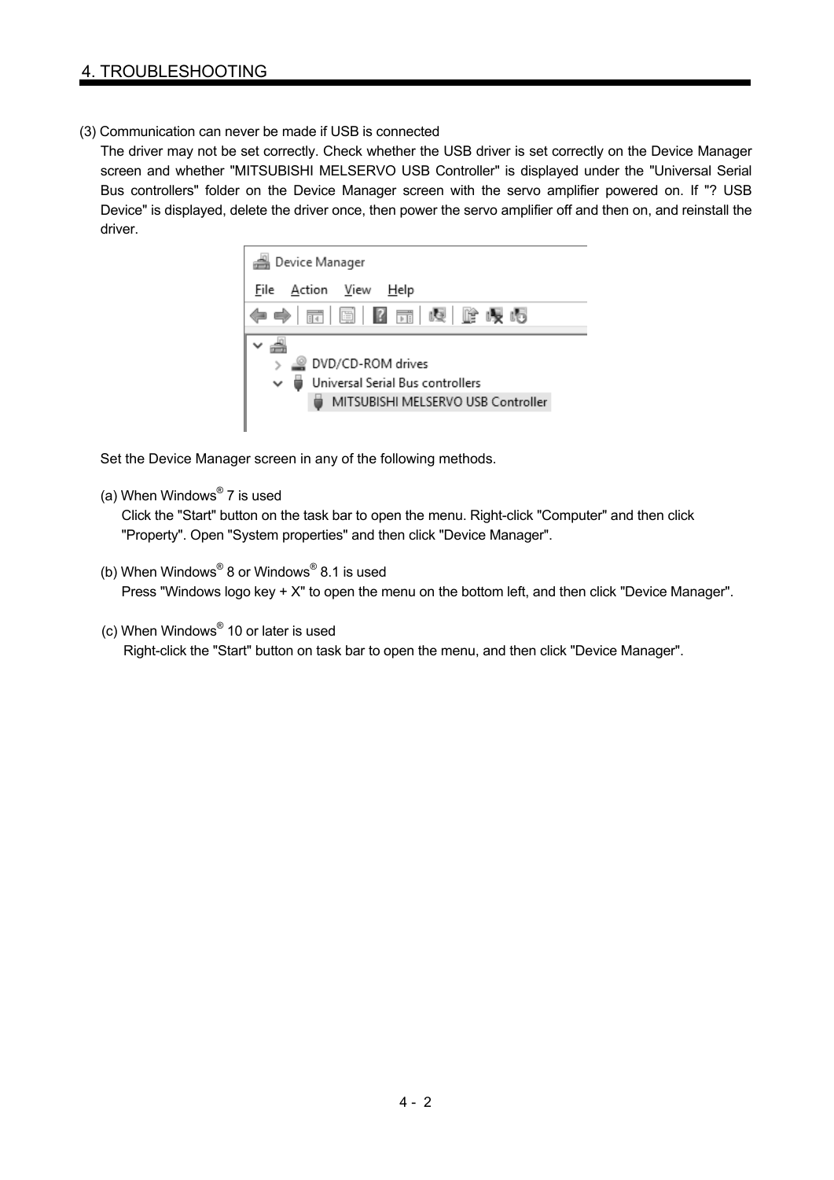(3) Communication can never be made if USB is connected

The driver may not be set correctly. Check whether the USB driver is set correctly on the Device Manager screen and whether "MITSUBISHI MELSERVO USB Controller" is displayed under the "Universal Serial Bus controllers" folder on the Device Manager screen with the servo amplifier powered on. If "? USB Device" is displayed, delete the driver once, then power the servo amplifier off and then on, and reinstall the driver.

Set the Device Manager screen in any of the following methods.

(a) When Windows® 7 is used

Click the "Start" button on the task bar to open the menu. Right-click "Computer" and then click "Property". Open "System properties" and then click "Device Manager".

(b) When Windows® 8 or Windows® 8.1 is used

Press "Windows logo key + X" to open the menu on the bottom left, and then click "Device Manager".

(c) When Windows® 10 or later is used

Right-click the "Start" button on task bar to open the menu, and then click "Device Manager".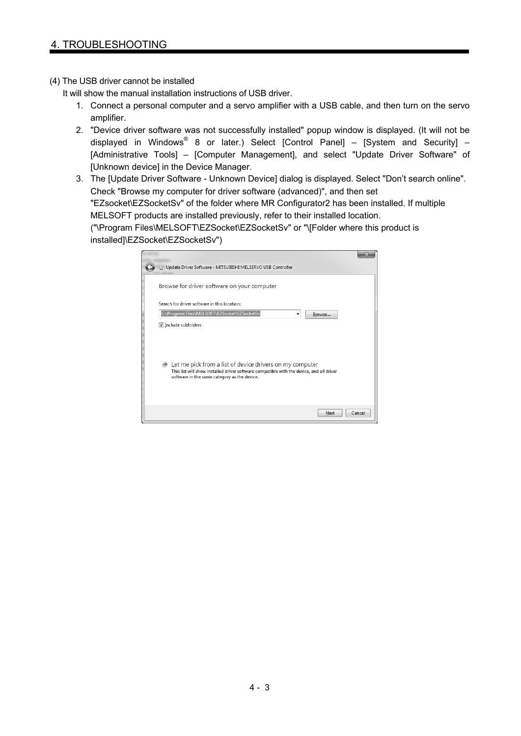(4) The USB driver cannot be installed

It will show the manual installation instructions of USB driver.

1. Connect a personal computer and a servo amplifier with a USB cable, and then turn on the servo amplifier.
2. "Device driver software was not successfully installed" popup window is displayed. (It will not be displayed in Windows® 8 or later.) Select [Control Panel] – [System and Security] – [Administrative Tools] – [Computer Management], and select "Update Driver Software" of [Unknown device] in the Device Manager.
3. The [Update Driver Software - Unknown Device] dialog is displayed. Select "Don't search online". Check "Browse my computer for driver software (advanced)", and then set "EZsocket\EZSocketSv" of the folder where MR Configurator2 has been installed. If multiple MELSOFT products are installed previously, refer to their installed location. ("\Program Files\MELSOFT\EZSocket\EZSocketSv" or "\[Folder where this product is installed]\EZSocket\EZSocketSv")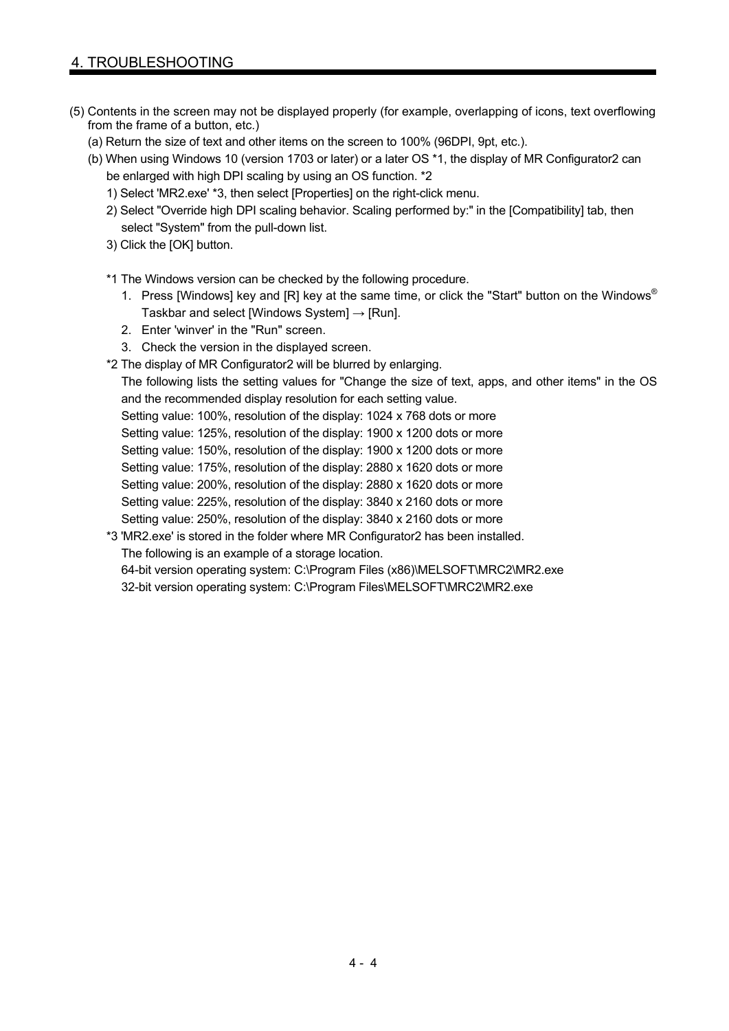(5) Contents in the screen may not be displayed properly (for example, overlapping of icons, text overflowing from the frame of a button, etc.)

(a) Return the size of text and other items on the screen to 100% (96DPI, 9pt, etc.).

(b) When using Windows 10 (version 1703 or later) or a later OS *1, the display of MR Configurator2 can be enlarged with high DPI scaling by using an OS function. *2

1) Select 'MR2.exe' *3, then select [Properties] on the right-click menu.

2) Select "Override high DPI scaling behavior. Scaling performed by:" in the [Compatibility] tab, then select "System" from the pull-down list.

3) Click the [OK] button.

*1 The Windows version can be checked by the following procedure.

1. Press [Windows] key and [R] key at the same time, or click the "Start" button on the Windows® Taskbar and select [Windows System] → [Run].
2. Enter 'winver' in the "Run" screen.
3. Check the version in the displayed screen.

*2 The display of MR Configurator2 will be blurred by enlarging.

The following lists the setting values for "Change the size of text, apps, and other items" in the OS and the recommended display resolution for each setting value.

Setting value: 100%, resolution of the display: 1024 x 768 dots or more
Setting value: 125%, resolution of the display: 1900 x 1200 dots or more
Setting value: 150%, resolution of the display: 1900 x 1200 dots or more
Setting value: 175%, resolution of the display: 2880 x 1620 dots or more
Setting value: 200%, resolution of the display: 2880 x 1620 dots or more
Setting value: 225%, resolution of the display: 3840 x 2160 dots or more
Setting value: 250%, resolution of the display: 3840 x 2160 dots or more

*3 'MR2.exe' is stored in the folder where MR Configurator2 has been installed.

The following is an example of a storage location.

64-bit version operating system: C:\Program Files (x86)\MELSOFT\MRC2\MR2.exe
32-bit version operating system: C:\Program Files\MELSOFT\MRC2\MR2.exe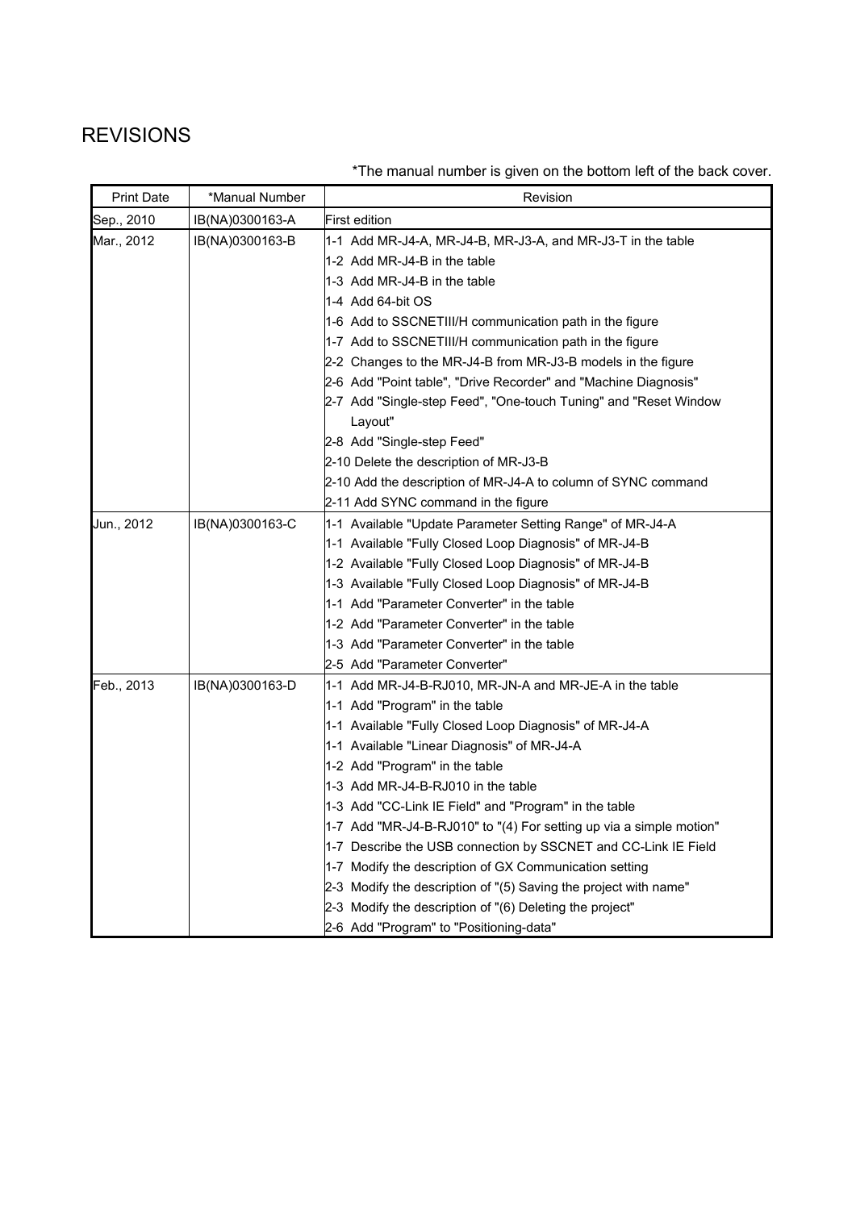# REVISIONS

*The manual number is given on the bottom left of the back cover.

| Print Date | *Manual Number | Revision |
|---|---|---|
| Sep., 2010 | IB(NA)0300163-A | First edition |
| Mar., 2012 | IB(NA)0300163-B | 1-1 Add MR-J4-A, MR-J4-B, MR-J3-A, and MR-J3-T in the table<br>1-2 Add MR-J4-B in the table<br>1-3 Add MR-J4-B in the table<br>1-4 Add 64-bit OS<br>1-6 Add to SSCNETIII/H communication path in the figure<br>1-7 Add to SSCNETIII/H communication path in the figure<br>2-2 Changes to the MR-J4-B from MR-J3-B models in the figure<br>2-6 Add "Point table", "Drive Recorder" and "Machine Diagnosis"<br>2-7 Add "Single-step Feed", "One-touch Tuning" and "Reset Window Layout"<br>2-8 Add "Single-step Feed"<br>2-10 Delete the description of MR-J3-B<br>2-10 Add the description of MR-J4-A to column of SYNC command<br>2-11 Add SYNC command in the figure |
| Jun., 2012 | IB(NA)0300163-C | 1-1 Available "Update Parameter Setting Range" of MR-J4-A<br>1-1 Available "Fully Closed Loop Diagnosis" of MR-J4-B<br>1-2 Available "Fully Closed Loop Diagnosis" of MR-J4-B<br>1-3 Available "Fully Closed Loop Diagnosis" of MR-J4-B<br>1-1 Add "Parameter Converter" in the table<br>1-2 Add "Parameter Converter" in the table<br>1-3 Add "Parameter Converter" in the table<br>2-5 Add "Parameter Converter" |
| Feb., 2013 | IB(NA)0300163-D | 1-1 Add MR-J4-B-RJ010, MR-JN-A and MR-JE-A in the table<br>1-1 Add "Program" in the table<br>1-1 Available "Fully Closed Loop Diagnosis" of MR-J4-A<br>1-1 Available "Linear Diagnosis" of MR-J4-A<br>1-2 Add "Program" in the table<br>1-3 Add MR-J4-B-RJ010 in the table<br>1-3 Add "CC-Link IE Field" and "Program" in the table<br>1-7 Add "MR-J4-B-RJ010" to "(4) For setting up via a simple motion"<br>1-7 Describe the USB connection by SSCNET and CC-Link IE Field<br>1-7 Modify the description of GX Communication setting<br>2-3 Modify the description of "(5) Saving the project with name"<br>2-3 Modify the description of "(6) Deleting the project"<br>2-6 Add "Program" to "Positioning-data" |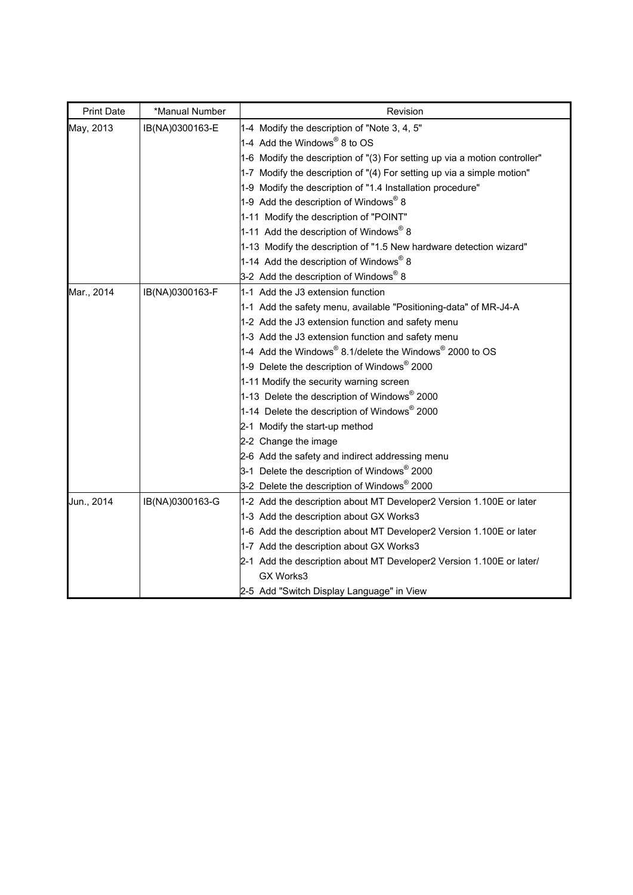| Print Date | *Manual Number | Revision |
| --- | --- | --- |
| May, 2013 | IB(NA)0300163-E | 1-4 Modify the description of "Note 3, 4, 5"<br>1-4 Add the Windows® 8 to OS<br>1-6 Modify the description of "(3) For setting up via a motion controller"<br>1-7 Modify the description of "(4) For setting up via a simple motion"<br>1-9 Modify the description of "1.4 Installation procedure"<br>1-9 Add the description of Windows® 8<br>1-11 Modify the description of "POINT"<br>1-11 Add the description of Windows® 8<br>1-13 Modify the description of "1.5 New hardware detection wizard"<br>1-14 Add the description of Windows® 8<br>3-2 Add the description of Windows® 8 |
| Mar., 2014 | IB(NA)0300163-F | 1-1 Add the J3 extension function<br>1-1 Add the safety menu, available "Positioning-data" of MR-J4-A<br>1-2 Add the J3 extension function and safety menu<br>1-3 Add the J3 extension function and safety menu<br>1-4 Add the Windows® 8.1/delete the Windows® 2000 to OS<br>1-9 Delete the description of Windows® 2000<br>1-11 Modify the security warning screen<br>1-13 Delete the description of Windows® 2000<br>1-14 Delete the description of Windows® 2000<br>2-1 Modify the start-up method<br>2-2 Change the image<br>2-6 Add the safety and indirect addressing menu<br>3-1 Delete the description of Windows® 2000<br>3-2 Delete the description of Windows® 2000 |
| Jun., 2014 | IB(NA)0300163-G | 1-2 Add the description about MT Developer2 Version 1.100E or later<br>1-3 Add the description about GX Works3<br>1-6 Add the description about MT Developer2 Version 1.100E or later<br>1-7 Add the description about GX Works3<br>2-1 Add the description about MT Developer2 Version 1.100E or later/ GX Works3<br>2-5 Add "Switch Display Language" in View |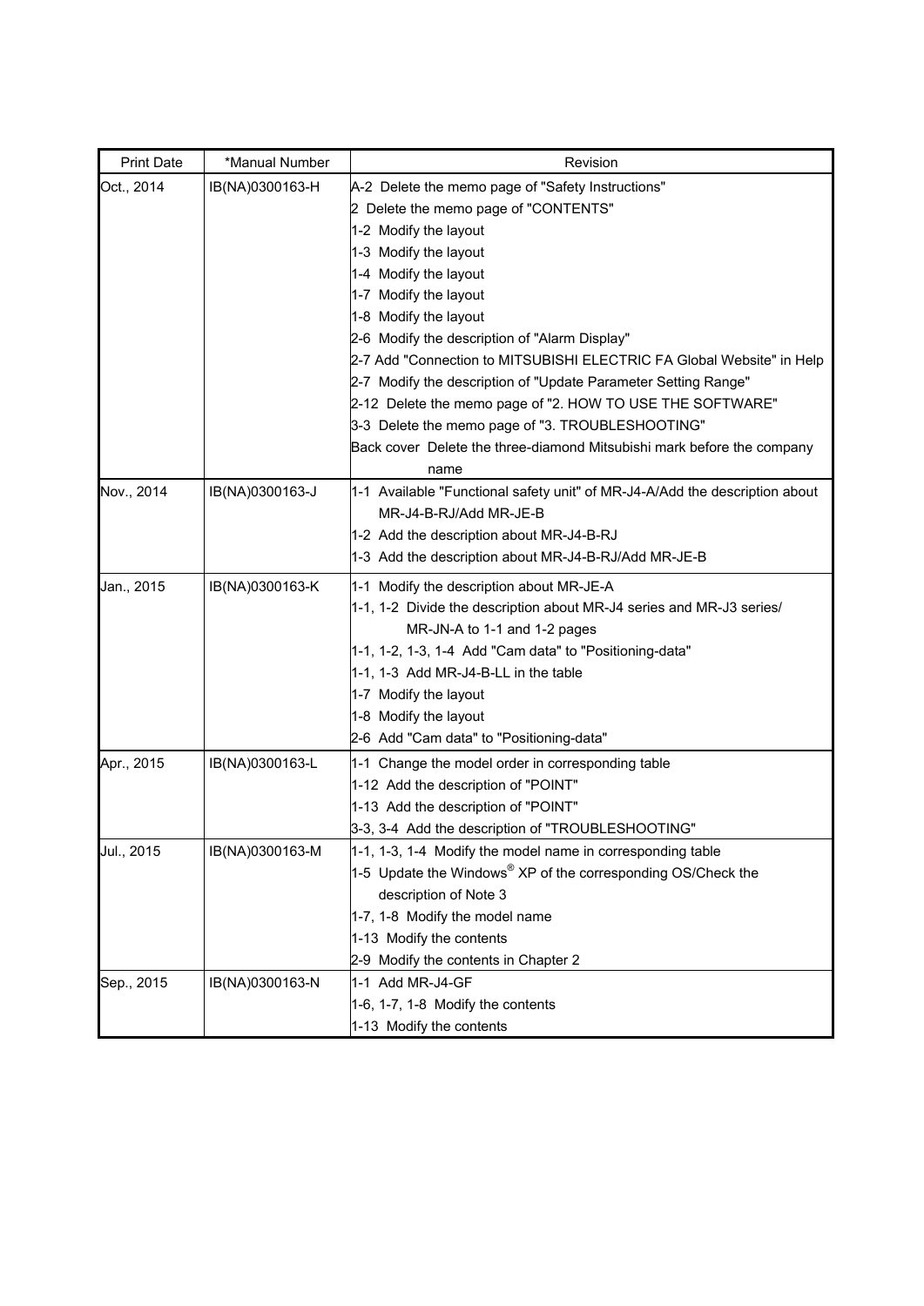| Print Date | *Manual Number | Revision |
|---|---|---|
| Oct., 2014 | IB(NA)0300163-H | A-2 Delete the memo page of "Safety Instructions"<br>2 Delete the memo page of "CONTENTS"<br>1-2 Modify the layout<br>1-3 Modify the layout<br>1-4 Modify the layout<br>1-7 Modify the layout<br>1-8 Modify the layout<br>2-6 Modify the description of "Alarm Display"<br>2-7 Add "Connection to MITSUBISHI ELECTRIC FA Global Website" in Help<br>2-7 Modify the description of "Update Parameter Setting Range"<br>2-12 Delete the memo page of "2. HOW TO USE THE SOFTWARE"<br>3-3 Delete the memo page of "3. TROUBLESHOOTING"<br>Back cover Delete the three-diamond Mitsubishi mark before the company name |
| Nov., 2014 | IB(NA)0300163-J | 1-1 Available "Functional safety unit" of MR-J4-A/Add the description about MR-J4-B-RJ/Add MR-JE-B<br>1-2 Add the description about MR-J4-B-RJ<br>1-3 Add the description about MR-J4-B-RJ/Add MR-JE-B |
| Jan., 2015 | IB(NA)0300163-K | 1-1 Modify the description about MR-JE-A<br>1-1, 1-2 Divide the description about MR-J4 series and MR-J3 series/ MR-JN-A to 1-1 and 1-2 pages<br>1-1, 1-2, 1-3, 1-4 Add "Cam data" to "Positioning-data"<br>1-1, 1-3 Add MR-J4-B-LL in the table<br>1-7 Modify the layout<br>1-8 Modify the layout<br>2-6 Add "Cam data" to "Positioning-data" |
| Apr., 2015 | IB(NA)0300163-L | 1-1 Change the model order in corresponding table<br>1-12 Add the description of "POINT"<br>1-13 Add the description of "POINT"<br>3-3, 3-4 Add the description of "TROUBLESHOOTING" |
| Jul., 2015 | IB(NA)0300163-M | 1-1, 1-3, 1-4 Modify the model name in corresponding table<br>1-5 Update the Windows® XP of the corresponding OS/Check the description of Note 3<br>1-7, 1-8 Modify the model name<br>1-13 Modify the contents<br>2-9 Modify the contents in Chapter 2 |
| Sep., 2015 | IB(NA)0300163-N | 1-1 Add MR-J4-GF<br>1-6, 1-7, 1-8 Modify the contents<br>1-13 Modify the contents |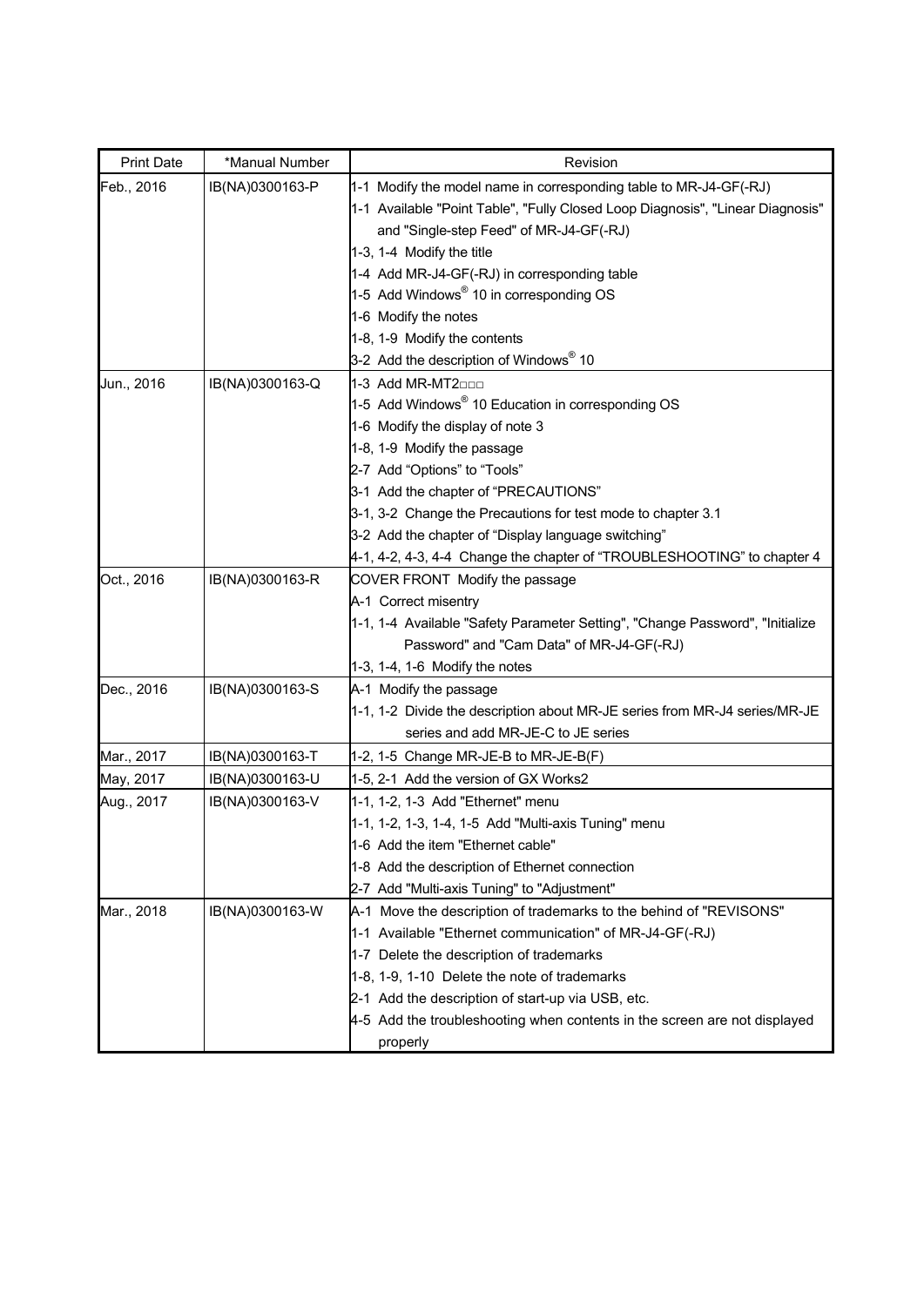| Print Date | *Manual Number | Revision |
|---|---|---|
| Feb., 2016 | IB(NA)0300163-P | 1-1 Modify the model name in corresponding table to MR-J4-GF(-RJ)<br>1-1 Available "Point Table", "Fully Closed Loop Diagnosis", "Linear Diagnosis" and "Single-step Feed" of MR-J4-GF(-RJ)<br>1-3, 1-4 Modify the title<br>1-4 Add MR-J4-GF(-RJ) in corresponding table<br>1-5 Add Windows® 10 in corresponding OS<br>1-6 Modify the notes<br>1-8, 1-9 Modify the contents<br>3-2 Add the description of Windows® 10 |
| Jun., 2016 | IB(NA)0300163-Q | 1-3 Add MR-MT2□□□<br>1-5 Add Windows® 10 Education in corresponding OS<br>1-6 Modify the display of note 3<br>1-8, 1-9 Modify the passage<br>2-7 Add "Options" to "Tools"<br>3-1 Add the chapter of "PRECAUTIONS"<br>3-1, 3-2 Change the Precautions for test mode to chapter 3.1<br>3-2 Add the chapter of "Display language switching"<br>4-1, 4-2, 4-3, 4-4 Change the chapter of "TROUBLESHOOTING" to chapter 4 |
| Oct., 2016 | IB(NA)0300163-R | COVER FRONT Modify the passage<br>A-1 Correct misentry<br>1-1, 1-4 Available "Safety Parameter Setting", "Change Password", "Initialize Password" and "Cam Data" of MR-J4-GF(-RJ)<br>1-3, 1-4, 1-6 Modify the notes |
| Dec., 2016 | IB(NA)0300163-S | A-1 Modify the passage<br>1-1, 1-2 Divide the description about MR-JE series from MR-J4 series/MR-JE series and add MR-JE-C to JE series |
| Mar., 2017 | IB(NA)0300163-T | 1-2, 1-5 Change MR-JE-B to MR-JE-B(F) |
| May, 2017 | IB(NA)0300163-U | 1-5, 2-1 Add the version of GX Works2 |
| Aug., 2017 | IB(NA)0300163-V | 1-1, 1-2, 1-3 Add "Ethernet" menu<br>1-1, 1-2, 1-3, 1-4, 1-5 Add "Multi-axis Tuning" menu<br>1-6 Add the item "Ethernet cable"<br>1-8 Add the description of Ethernet connection<br>2-7 Add "Multi-axis Tuning" to "Adjustment" |
| Mar., 2018 | IB(NA)0300163-W | A-1 Move the description of trademarks to the behind of "REVISONS"<br>1-1 Available "Ethernet communication" of MR-J4-GF(-RJ)<br>1-7 Delete the description of trademarks<br>1-8, 1-9, 1-10 Delete the note of trademarks<br>2-1 Add the description of start-up via USB, etc.<br>4-5 Add the troubleshooting when contents in the screen are not displayed properly |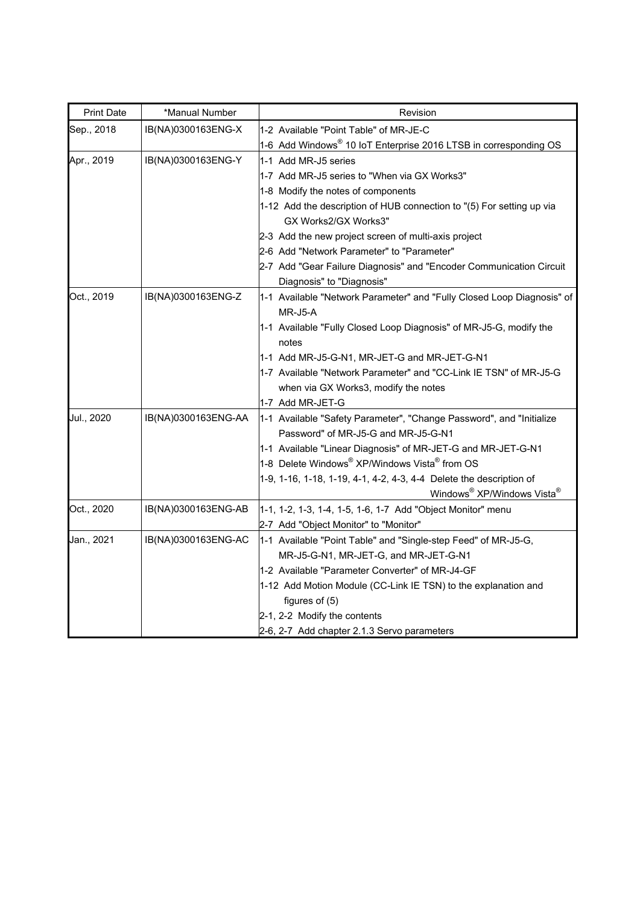| Print Date | *Manual Number | Revision |
|---|---|---|
| Sep., 2018 | IB(NA)0300163ENG-X | 1-2 Available "Point Table" of MR-JE-C<br>1-6 Add Windows® 10 IoT Enterprise 2016 LTSB in corresponding OS |
| Apr., 2019 | IB(NA)0300163ENG-Y | 1-1 Add MR-J5 series<br>1-7 Add MR-J5 series to "When via GX Works3"<br>1-8 Modify the notes of components<br>1-12 Add the description of HUB connection to "(5) For setting up via GX Works2/GX Works3"<br>2-3 Add the new project screen of multi-axis project<br>2-6 Add "Network Parameter" to "Parameter"<br>2-7 Add "Gear Failure Diagnosis" and "Encoder Communication Circuit Diagnosis" to "Diagnosis" |
| Oct., 2019 | IB(NA)0300163ENG-Z | 1-1 Available "Network Parameter" and "Fully Closed Loop Diagnosis" of MR-J5-A<br>1-1 Available "Fully Closed Loop Diagnosis" of MR-J5-G, modify the notes<br>1-1 Add MR-J5-G-N1, MR-JET-G and MR-JET-G-N1<br>1-7 Available "Network Parameter" and "CC-Link IE TSN" of MR-J5-G when via GX Works3, modify the notes<br>1-7 Add MR-JET-G |
| Jul., 2020 | IB(NA)0300163ENG-AA | 1-1 Available "Safety Parameter", "Change Password", and "Initialize Password" of MR-J5-G and MR-J5-G-N1<br>1-1 Available "Linear Diagnosis" of MR-JET-G and MR-JET-G-N1<br>1-8 Delete Windows® XP/Windows Vista® from OS<br>1-9, 1-16, 1-18, 1-19, 4-1, 4-2, 4-3, 4-4 Delete the description of Windows® XP/Windows Vista® |
| Oct., 2020 | IB(NA)0300163ENG-AB | 1-1, 1-2, 1-3, 1-4, 1-5, 1-6, 1-7 Add "Object Monitor" menu<br>2-7 Add "Object Monitor" to "Monitor" |
| Jan., 2021 | IB(NA)0300163ENG-AC | 1-1 Available "Point Table" and "Single-step Feed" of MR-J5-G, MR-J5-G-N1, MR-JET-G, and MR-JET-G-N1<br>1-2 Available "Parameter Converter" of MR-J4-GF<br>1-12 Add Motion Module (CC-Link IE TSN) to the explanation and figures of (5)<br>2-1, 2-2 Modify the contents<br>2-6, 2-7 Add chapter 2.1.3 Servo parameters |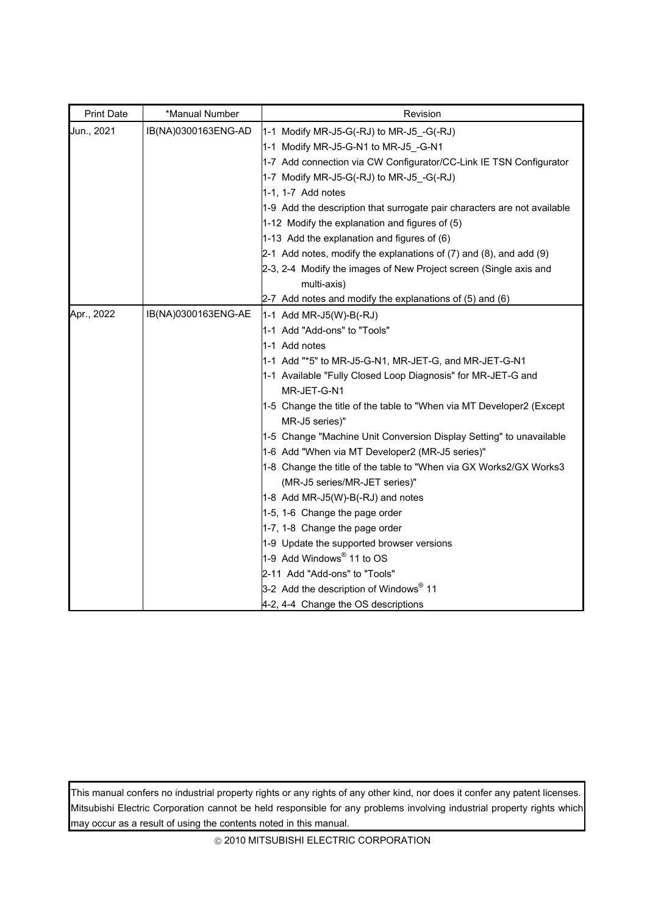| Print Date | *Manual Number | Revision |
|---|---|---|
| Jun., 2021 | IB(NA)0300163ENG-AD | 1-1 Modify MR-J5-G(-RJ) to MR-J5_-G(-RJ) |
| | | 1-1 Modify MR-J5-G-N1 to MR-J5_-G-N1 |
| | | 1-7 Add connection via CW Configurator/CC-Link IE TSN Configurator |
| | | 1-7 Modify MR-J5-G(-RJ) to MR-J5_-G(-RJ) |
| | | 1-1, 1-7 Add notes |
| | | 1-9 Add the description that surrogate pair characters are not available |
| | | 1-12 Modify the explanation and figures of (5) |
| | | 1-13 Add the explanation and figures of (6) |
| | | 2-1 Add notes, modify the explanations of (7) and (8), and add (9) |
| | | 2-3, 2-4 Modify the images of New Project screen (Single axis and multi-axis) |
| | | 2-7 Add notes and modify the explanations of (5) and (6) |
| Apr., 2022 | IB(NA)0300163ENG-AE | 1-1 Add MR-J5(W)-B(-RJ) |
| | | 1-1 Add "Add-ons" to "Tools" |
| | | 1-1 Add notes |
| | | 1-1 Add "*5" to MR-J5-G-N1, MR-JET-G, and MR-JET-G-N1 |
| | | 1-1 Available "Fully Closed Loop Diagnosis" for MR-JET-G and MR-JET-G-N1 |
| | | 1-5 Change the title of the table to "When via MT Developer2 (Except MR-J5 series)" |
| | | 1-5 Change "Machine Unit Conversion Display Setting" to unavailable |
| | | 1-6 Add "When via MT Developer2 (MR-J5 series)" |
| | | 1-8 Change the title of the table to "When via GX Works2/GX Works3 (MR-J5 series/MR-JET series)" |
| | | 1-8 Add MR-J5(W)-B(-RJ) and notes |
| | | 1-5, 1-6 Change the page order |
| | | 1-7, 1-8 Change the page order |
| | | 1-9 Update the supported browser versions |
| | | 1-9 Add Windows® 11 to OS |
| | | 2-11 Add "Add-ons" to "Tools" |
| | | 3-2 Add the description of Windows® 11 |
| | | 4-2, 4-4 Change the OS descriptions |

This manual confers no industrial property rights or any rights of any other kind, nor does it confer any patent licenses. Mitsubishi Electric Corporation cannot be held responsible for any problems involving industrial property rights which may occur as a result of using the contents noted in this manual.

© 2010 MITSUBISHI ELECTRIC CORPORATION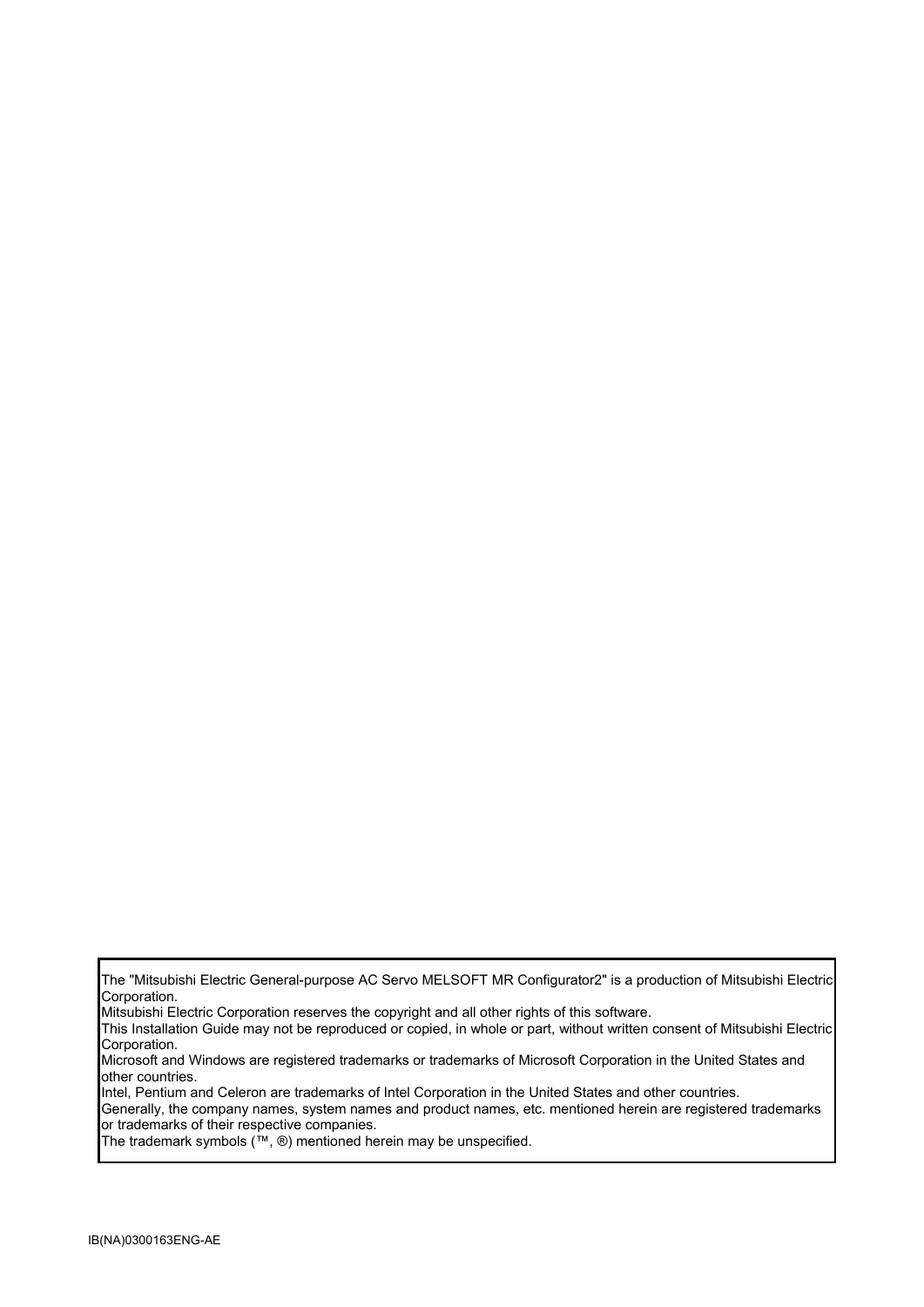The "Mitsubishi Electric General-purpose AC Servo MELSOFT MR Configurator2" is a production of Mitsubishi Electric Corporation.
Mitsubishi Electric Corporation reserves the copyright and all other rights of this software.
This Installation Guide may not be reproduced or copied, in whole or part, without written consent of Mitsubishi Electric Corporation.
Microsoft and Windows are registered trademarks or trademarks of Microsoft Corporation in the United States and other countries.
Intel, Pentium and Celeron are trademarks of Intel Corporation in the United States and other countries.
Generally, the company names, system names and product names, etc. mentioned herein are registered trademarks or trademarks of their respective companies.
The trademark symbols (™, ®) mentioned herein may be unspecified.

IB(NA)0300163ENG-AE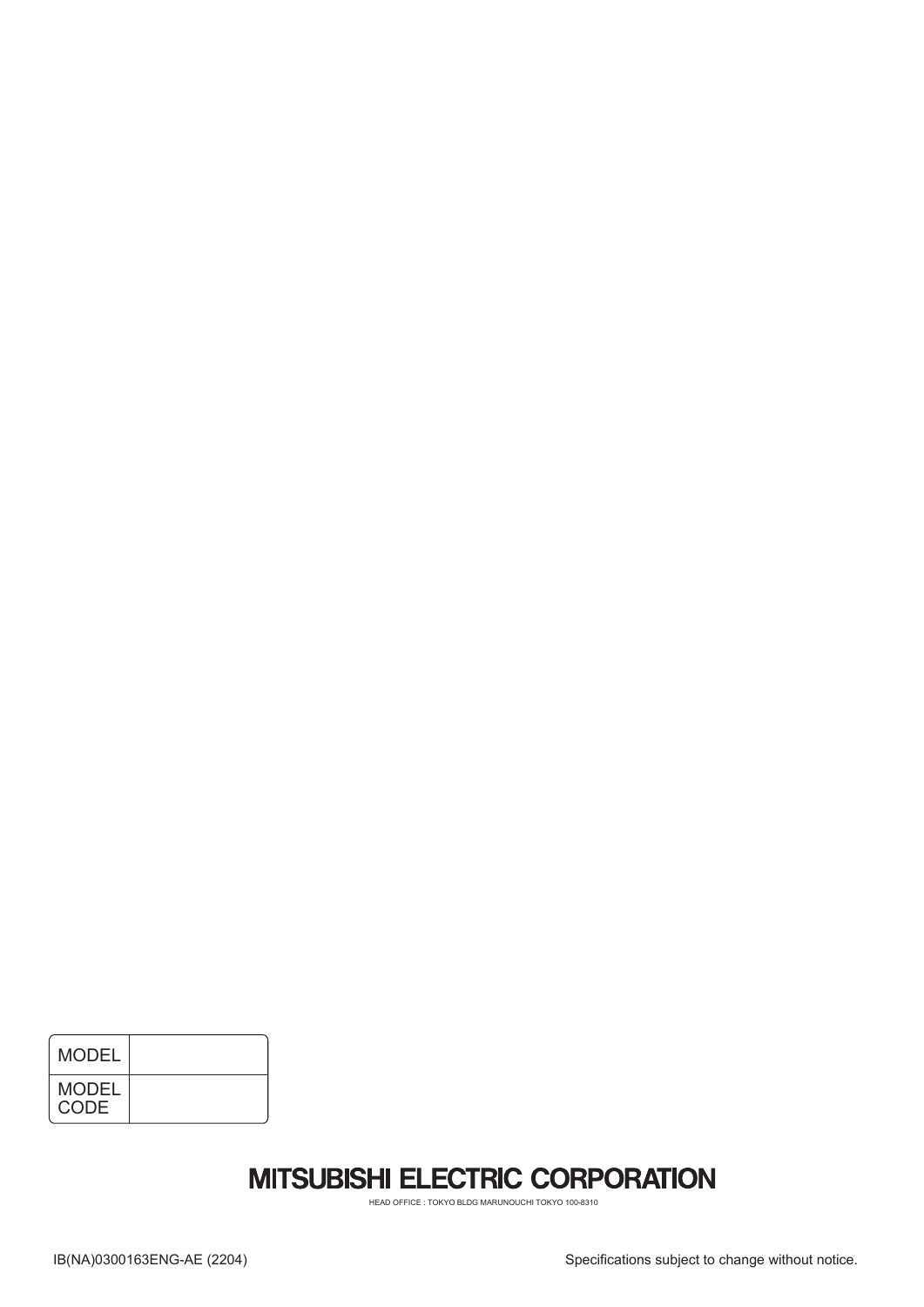| | |
|---|---|
| MODEL | |
| MODEL CODE | |

**MITSUBISHI ELECTRIC CORPORATION**

HEAD OFFICE : TOKYO BLDG MARUNOUCHI TOKYO 100-8310

IB(NA)0300163ENG-AE (2204)

Specifications subject to change without notice.